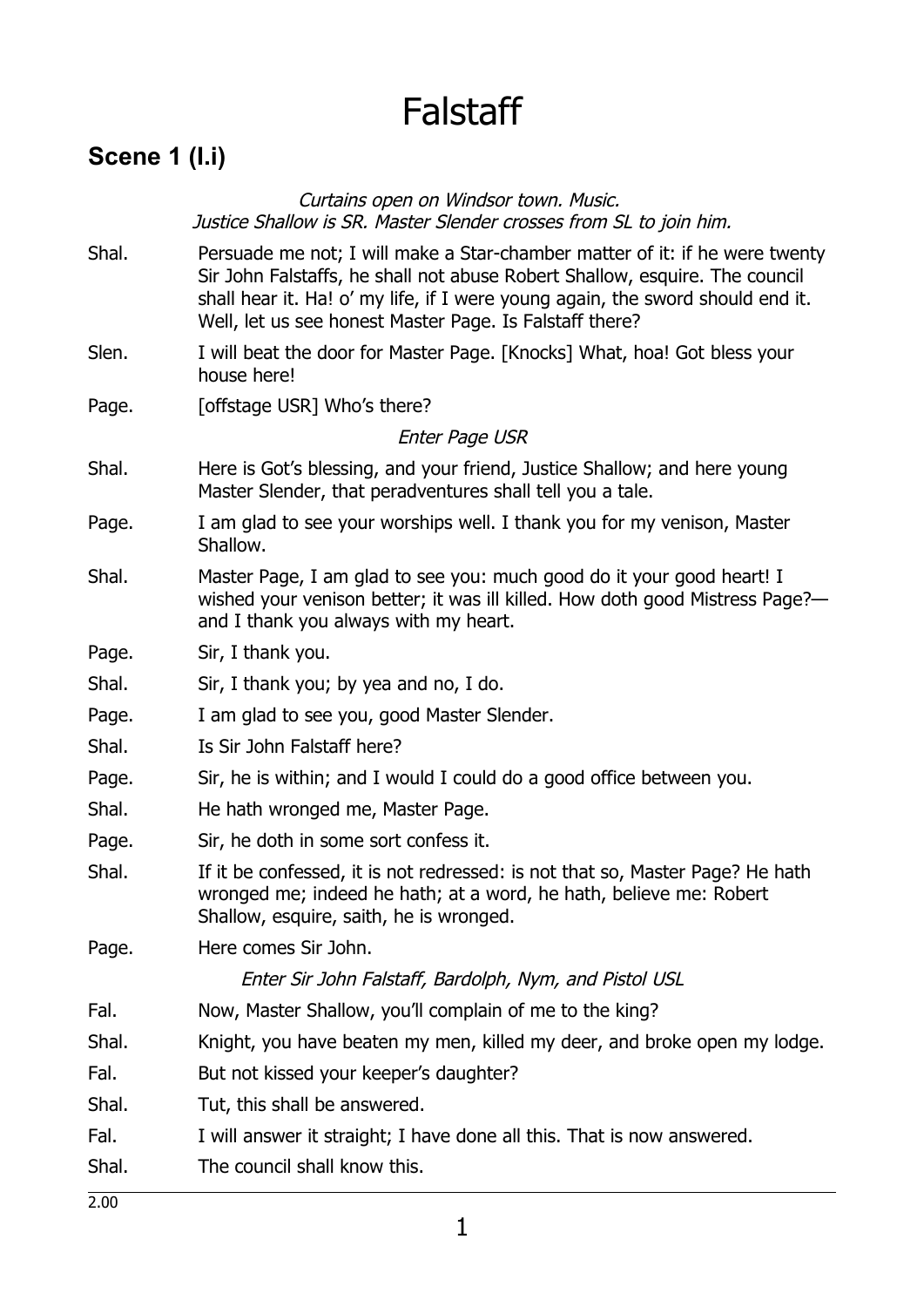# Falstaff

## Scene 1 (I.i)

*Curtains open on Windsor town. Music.*
*Justice Shallow is SR. Master Slender crosses from SL to join him.*

Shal. Persuade me not; I will make a Star-chamber matter of it: if he were twenty Sir John Falstaffs, he shall not abuse Robert Shallow, esquire. The council shall hear it. Ha! o' my life, if I were young again, the sword should end it. Well, let us see honest Master Page. Is Falstaff there?

Slen. I will beat the door for Master Page. [Knocks] What, hoa! Got bless your house here!

Page. [offstage USR] Who's there?

*Enter Page USR*

Shal. Here is Got's blessing, and your friend, Justice Shallow; and here young Master Slender, that peradventures shall tell you a tale.

Page. I am glad to see your worships well. I thank you for my venison, Master Shallow.

Shal. Master Page, I am glad to see you: much good do it your good heart! I wished your venison better; it was ill killed. How doth good Mistress Page?—and I thank you always with my heart.

Page. Sir, I thank you.

Shal. Sir, I thank you; by yea and no, I do.

Page. I am glad to see you, good Master Slender.

Shal. Is Sir John Falstaff here?

Page. Sir, he is within; and I would I could do a good office between you.

Shal. He hath wronged me, Master Page.

Page. Sir, he doth in some sort confess it.

Shal. If it be confessed, it is not redressed: is not that so, Master Page? He hath wronged me; indeed he hath; at a word, he hath, believe me: Robert Shallow, esquire, saith, he is wronged.

Page. Here comes Sir John.

*Enter Sir John Falstaff, Bardolph, Nym, and Pistol USL*

Fal. Now, Master Shallow, you'll complain of me to the king?

Shal. Knight, you have beaten my men, killed my deer, and broke open my lodge.

Fal. But not kissed your keeper's daughter?

Shal. Tut, this shall be answered.

Fal. I will answer it straight; I have done all this. That is now answered.

Shal. The council shall know this.

2.00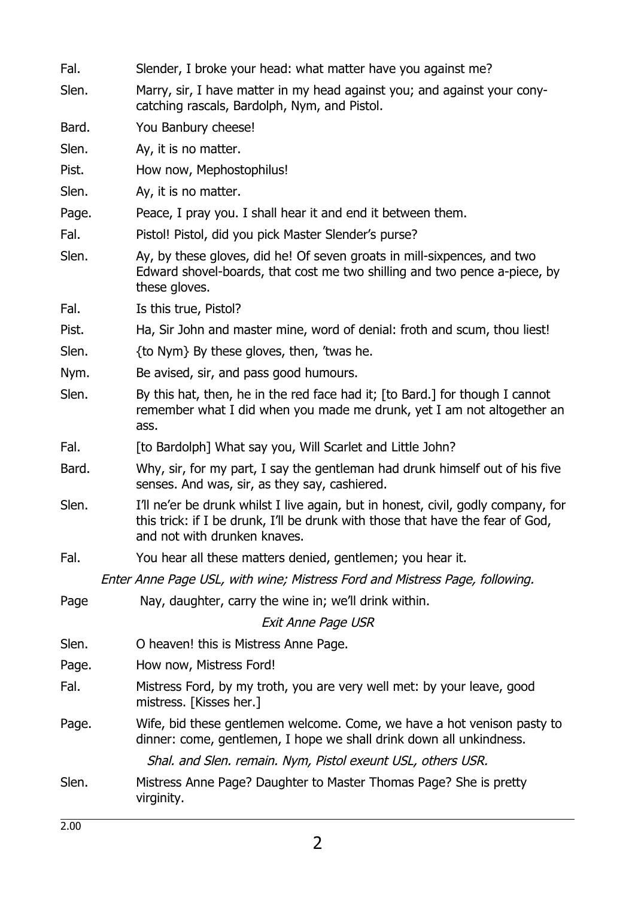Fal. Slender, I broke your head: what matter have you against me?

Slen. Marry, sir, I have matter in my head against you; and against your cony-catching rascals, Bardolph, Nym, and Pistol.

Bard. You Banbury cheese!

Slen. Ay, it is no matter.

Pist. How now, Mephostophilus!

Slen. Ay, it is no matter.

Page. Peace, I pray you. I shall hear it and end it between them.

Fal. Pistol! Pistol, did you pick Master Slender's purse?

Slen. Ay, by these gloves, did he! Of seven groats in mill-sixpences, and two Edward shovel-boards, that cost me two shilling and two pence a-piece, by these gloves.

Fal. Is this true, Pistol?

Pist. Ha, Sir John and master mine, word of denial: froth and scum, thou liest!

Slen. {to Nym} By these gloves, then, 'twas he.

Nym. Be avised, sir, and pass good humours.

Slen. By this hat, then, he in the red face had it; [to Bard.] for though I cannot remember what I did when you made me drunk, yet I am not altogether an ass.

Fal. [to Bardolph] What say you, Will Scarlet and Little John?

Bard. Why, sir, for my part, I say the gentleman had drunk himself out of his five senses. And was, sir, as they say, cashiered.

Slen. I'll ne'er be drunk whilst I live again, but in honest, civil, godly company, for this trick: if I be drunk, I'll be drunk with those that have the fear of God, and not with drunken knaves.

Fal. You hear all these matters denied, gentlemen; you hear it.

*Enter Anne Page USL, with wine; Mistress Ford and Mistress Page, following.*

Page Nay, daughter, carry the wine in; we'll drink within.

*Exit Anne Page USR*

Slen. O heaven! this is Mistress Anne Page.

Page. How now, Mistress Ford!

Fal. Mistress Ford, by my troth, you are very well met: by your leave, good mistress. [Kisses her.]

Page. Wife, bid these gentlemen welcome. Come, we have a hot venison pasty to dinner: come, gentlemen, I hope we shall drink down all unkindness.

*Shal. and Slen. remain. Nym, Pistol exeunt USL, others USR.*

Slen. Mistress Anne Page? Daughter to Master Thomas Page? She is pretty virginity.

2.00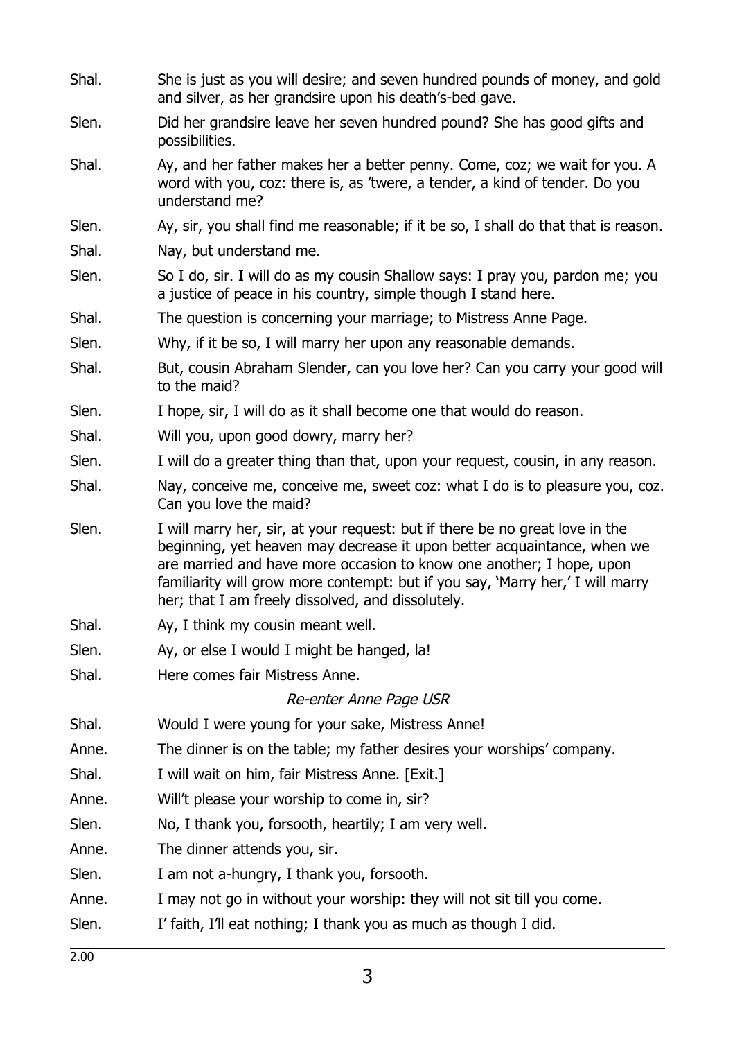Shal. She is just as you will desire; and seven hundred pounds of money, and gold and silver, as her grandsire upon his death's-bed gave.

Slen. Did her grandsire leave her seven hundred pound? She has good gifts and possibilities.

Shal. Ay, and her father makes her a better penny. Come, coz; we wait for you. A word with you, coz: there is, as 'twere, a tender, a kind of tender. Do you understand me?

Slen. Ay, sir, you shall find me reasonable; if it be so, I shall do that that is reason.

Shal. Nay, but understand me.

Slen. So I do, sir. I will do as my cousin Shallow says: I pray you, pardon me; you a justice of peace in his country, simple though I stand here.

Shal. The question is concerning your marriage; to Mistress Anne Page.

Slen. Why, if it be so, I will marry her upon any reasonable demands.

Shal. But, cousin Abraham Slender, can you love her? Can you carry your good will to the maid?

Slen. I hope, sir, I will do as it shall become one that would do reason.

Shal. Will you, upon good dowry, marry her?

Slen. I will do a greater thing than that, upon your request, cousin, in any reason.

Shal. Nay, conceive me, conceive me, sweet coz: what I do is to pleasure you, coz. Can you love the maid?

Slen. I will marry her, sir, at your request: but if there be no great love in the beginning, yet heaven may decrease it upon better acquaintance, when we are married and have more occasion to know one another; I hope, upon familiarity will grow more contempt: but if you say, 'Marry her,' I will marry her; that I am freely dissolved, and dissolutely.

Shal. Ay, I think my cousin meant well.

Slen. Ay, or else I would I might be hanged, la!

Shal. Here comes fair Mistress Anne.

*Re-enter Anne Page USR*

Shal. Would I were young for your sake, Mistress Anne!

Anne. The dinner is on the table; my father desires your worships' company.

Shal. I will wait on him, fair Mistress Anne. [Exit.]

Anne. Will't please your worship to come in, sir?

Slen. No, I thank you, forsooth, heartily; I am very well.

Anne. The dinner attends you, sir.

Slen. I am not a-hungry, I thank you, forsooth.

Anne. I may not go in without your worship: they will not sit till you come.

Slen. I' faith, I'll eat nothing; I thank you as much as though I did.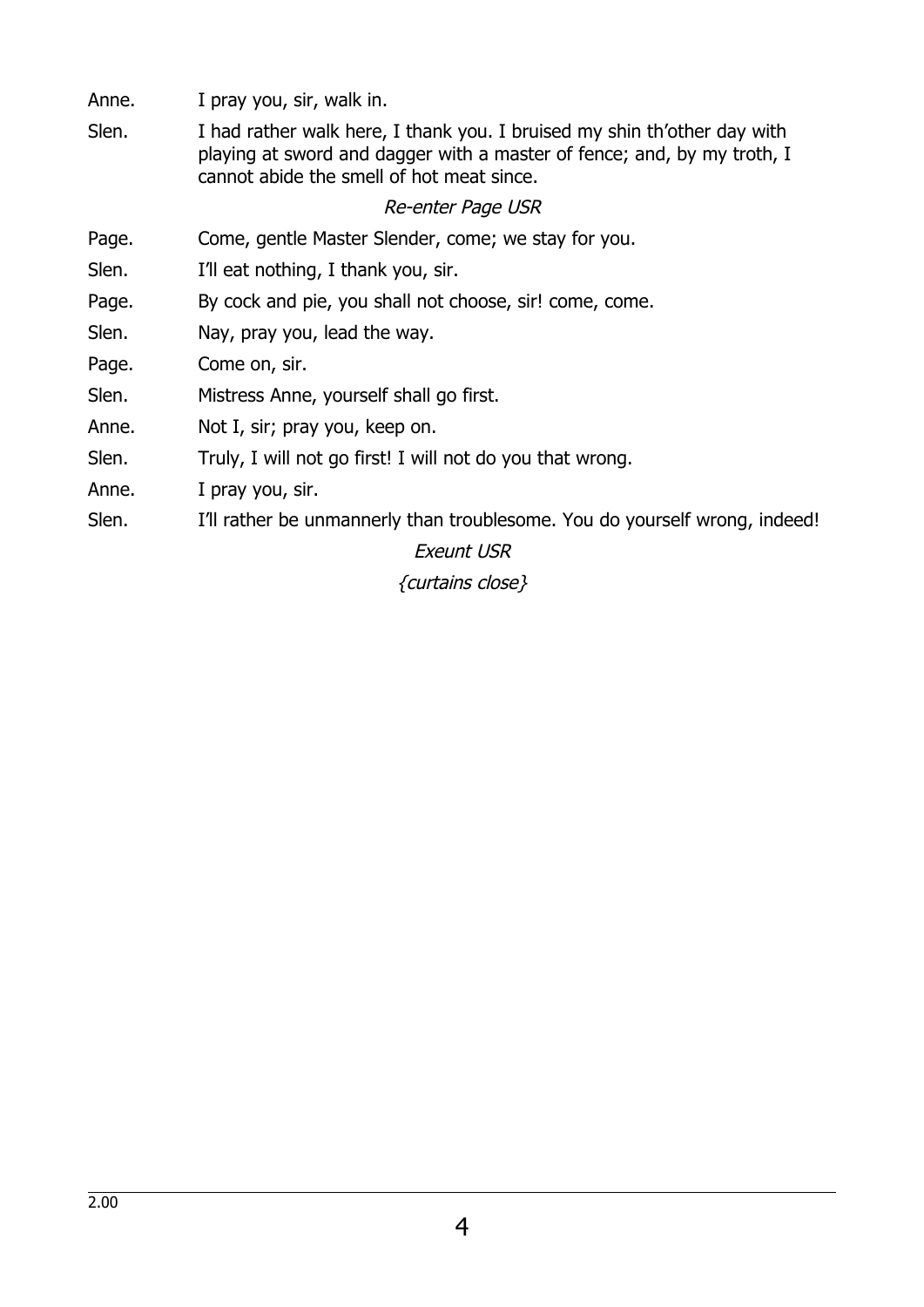Anne. I pray you, sir, walk in.

Slen. I had rather walk here, I thank you. I bruised my shin th'other day with playing at sword and dagger with a master of fence; and, by my troth, I cannot abide the smell of hot meat since.

*Re-enter Page USR*

Page. Come, gentle Master Slender, come; we stay for you.

Slen. I'll eat nothing, I thank you, sir.

Page. By cock and pie, you shall not choose, sir! come, come.

Slen. Nay, pray you, lead the way.

Page. Come on, sir.

Slen. Mistress Anne, yourself shall go first.

Anne. Not I, sir; pray you, keep on.

Slen. Truly, I will not go first! I will not do you that wrong.

Anne. I pray you, sir.

Slen. I'll rather be unmannerly than troublesome. You do yourself wrong, indeed!

*Exeunt USR*

*{curtains close}*

2.00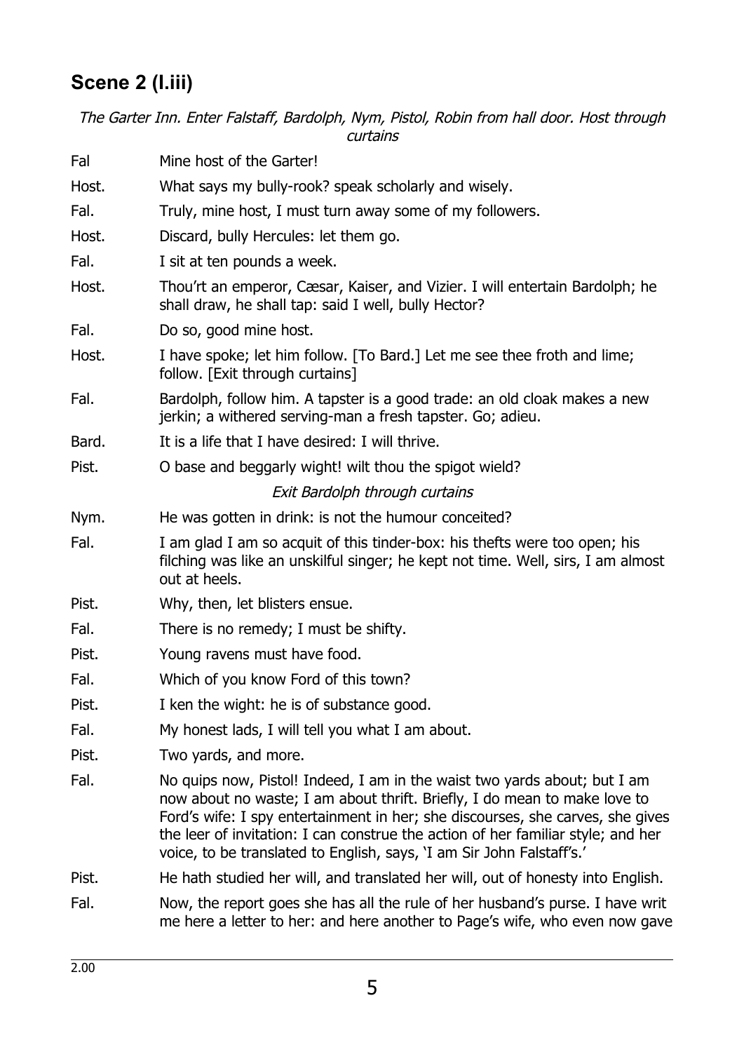## Scene 2 (I.iii)

*The Garter Inn. Enter Falstaff, Bardolph, Nym, Pistol, Robin from hall door. Host through curtains*

| | |
|---|---|
| Fal | Mine host of the Garter! |
| Host. | What says my bully-rook? speak scholarly and wisely. |
| Fal. | Truly, mine host, I must turn away some of my followers. |
| Host. | Discard, bully Hercules: let them go. |
| Fal. | I sit at ten pounds a week. |
| Host. | Thou'rt an emperor, Cæsar, Kaiser, and Vizier. I will entertain Bardolph; he shall draw, he shall tap: said I well, bully Hector? |
| Fal. | Do so, good mine host. |
| Host. | I have spoke; let him follow. [To Bard.] Let me see thee froth and lime; follow. [Exit through curtains] |
| Fal. | Bardolph, follow him. A tapster is a good trade: an old cloak makes a new jerkin; a withered serving-man a fresh tapster. Go; adieu. |
| Bard. | It is a life that I have desired: I will thrive. |
| Pist. | O base and beggarly wight! wilt thou the spigot wield? |
| | *Exit Bardolph through curtains* |
| Nym. | He was gotten in drink: is not the humour conceited? |
| Fal. | I am glad I am so acquit of this tinder-box: his thefts were too open; his filching was like an unskilful singer; he kept not time. Well, sirs, I am almost out at heels. |
| Pist. | Why, then, let blisters ensue. |
| Fal. | There is no remedy; I must be shifty. |
| Pist. | Young ravens must have food. |
| Fal. | Which of you know Ford of this town? |
| Pist. | I ken the wight: he is of substance good. |
| Fal. | My honest lads, I will tell you what I am about. |
| Pist. | Two yards, and more. |
| Fal. | No quips now, Pistol! Indeed, I am in the waist two yards about; but I am now about no waste; I am about thrift. Briefly, I do mean to make love to Ford's wife: I spy entertainment in her; she discourses, she carves, she gives the leer of invitation: I can construe the action of her familiar style; and her voice, to be translated to English, says, 'I am Sir John Falstaff's.' |
| Pist. | He hath studied her will, and translated her will, out of honesty into English. |
| Fal. | Now, the report goes she has all the rule of her husband's purse. I have writ me here a letter to her: and here another to Page's wife, who even now gave |

2.00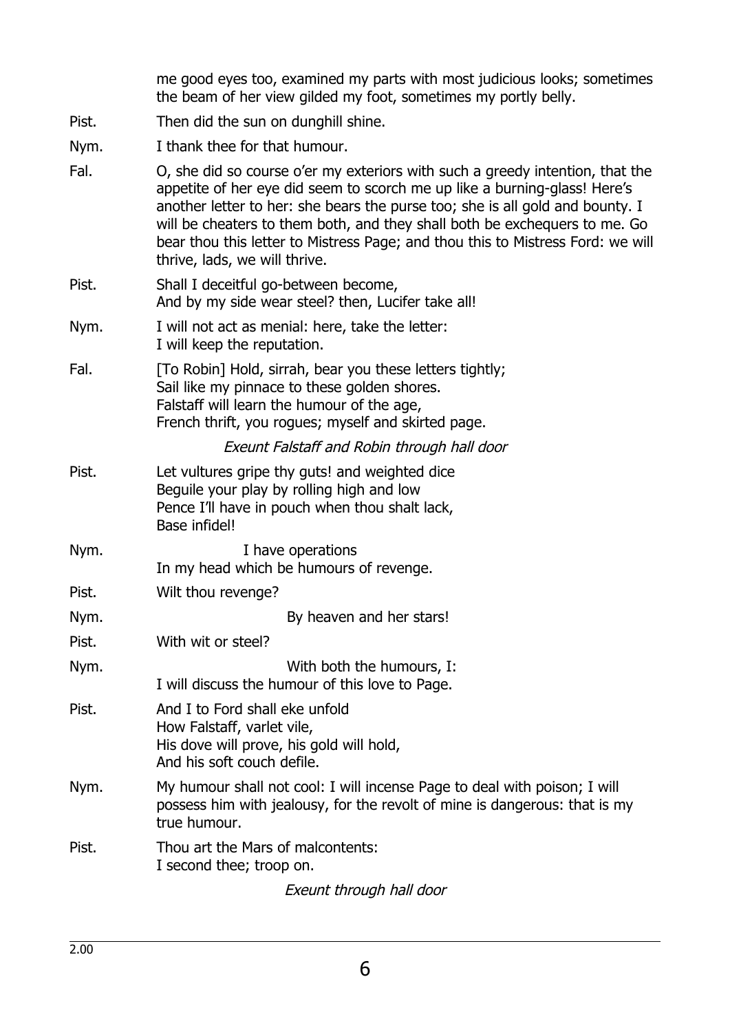me good eyes too, examined my parts with most judicious looks; sometimes the beam of her view gilded my foot, sometimes my portly belly.

Pist. Then did the sun on dunghill shine.

Nym. I thank thee for that humour.

Fal. O, she did so course o'er my exteriors with such a greedy intention, that the appetite of her eye did seem to scorch me up like a burning-glass! Here's another letter to her: she bears the purse too; she is all gold and bounty. I will be cheaters to them both, and they shall both be exchequers to me. Go bear thou this letter to Mistress Page; and thou this to Mistress Ford: we will thrive, lads, we will thrive.

Pist. Shall I deceitful go-between become,  
And by my side wear steel? then, Lucifer take all!

Nym. I will not act as menial: here, take the letter:  
I will keep the reputation.

Fal. [To Robin] Hold, sirrah, bear you these letters tightly;  
Sail like my pinnace to these golden shores.  
Falstaff will learn the humour of the age,  
French thrift, you rogues; myself and skirted page.

*Exeunt Falstaff and Robin through hall door*

Pist. Let vultures gripe thy guts! and weighted dice  
Beguile your play by rolling high and low  
Pence I'll have in pouch when thou shalt lack,  
Base infidel!

Nym. I have operations  
In my head which be humours of revenge.

Pist. Wilt thou revenge?

Nym. By heaven and her stars!

Pist. With wit or steel?

Nym. With both the humours, I:  
I will discuss the humour of this love to Page.

Pist. And I to Ford shall eke unfold  
How Falstaff, varlet vile,  
His dove will prove, his gold will hold,  
And his soft couch defile.

Nym. My humour shall not cool: I will incense Page to deal with poison; I will possess him with jealousy, for the revolt of mine is dangerous: that is my true humour.

Pist. Thou art the Mars of malcontents:  
I second thee; troop on.

*Exeunt through hall door*

2.00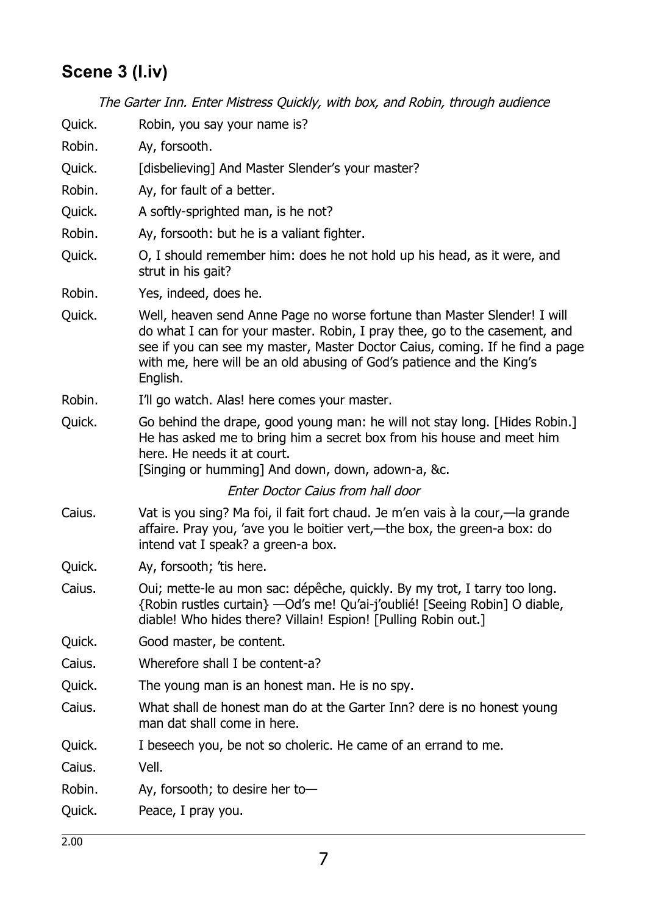## Scene 3 (I.iv)

*The Garter Inn. Enter Mistress Quickly, with box, and Robin, through audience*

Quick. Robin, you say your name is?

Robin. Ay, forsooth.

Quick. [disbelieving] And Master Slender's your master?

Robin. Ay, for fault of a better.

Quick. A softly-sprighted man, is he not?

Robin. Ay, forsooth: but he is a valiant fighter.

Quick. O, I should remember him: does he not hold up his head, as it were, and strut in his gait?

Robin. Yes, indeed, does he.

Quick. Well, heaven send Anne Page no worse fortune than Master Slender! I will do what I can for your master. Robin, I pray thee, go to the casement, and see if you can see my master, Master Doctor Caius, coming. If he find a page with me, here will be an old abusing of God's patience and the King's English.

Robin. I'll go watch. Alas! here comes your master.

Quick. Go behind the drape, good young man: he will not stay long. [Hides Robin.] He has asked me to bring him a secret box from his house and meet him here. He needs it at court.
[Singing or humming] And down, down, adown-a, &c.

*Enter Doctor Caius from hall door*

Caius. Vat is you sing? Ma foi, il fait fort chaud. Je m'en vais à la cour,—la grande affaire. Pray you, 'ave you le boitier vert,—the box, the green-a box: do intend vat I speak? a green-a box.

Quick. Ay, forsooth; 'tis here.

Caius. Oui; mette-le au mon sac: dépêche, quickly. By my trot, I tarry too long. {Robin rustles curtain} —Od's me! Qu'ai-j'oublié! [Seeing Robin] O diable, diable! Who hides there? Villain! Espion! [Pulling Robin out.]

Quick. Good master, be content.

Caius. Wherefore shall I be content-a?

Quick. The young man is an honest man. He is no spy.

Caius. What shall de honest man do at the Garter Inn? dere is no honest young man dat shall come in here.

Quick. I beseech you, be not so choleric. He came of an errand to me.

Caius. Vell.

Robin. Ay, forsooth; to desire her to—

Quick. Peace, I pray you.

2.00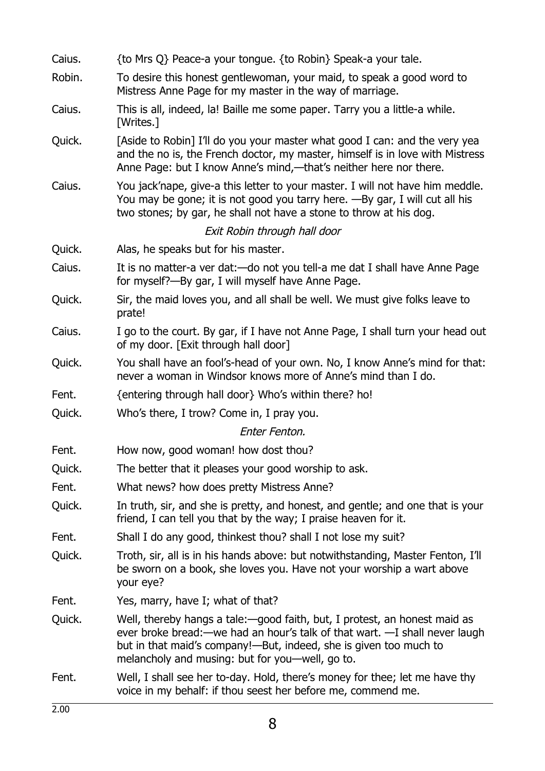Caius. {to Mrs Q} Peace-a your tongue. {to Robin} Speak-a your tale.

Robin. To desire this honest gentlewoman, your maid, to speak a good word to Mistress Anne Page for my master in the way of marriage.

Caius. This is all, indeed, la! Baille me some paper. Tarry you a little-a while. [Writes.]

Quick. [Aside to Robin] I'll do you your master what good I can: and the very yea and the no is, the French doctor, my master, himself is in love with Mistress Anne Page: but I know Anne's mind,—that's neither here nor there.

Caius. You jack'nape, give-a this letter to your master. I will not have him meddle. You may be gone; it is not good you tarry here. —By gar, I will cut all his two stones; by gar, he shall not have a stone to throw at his dog.

*Exit Robin through hall door*

Quick. Alas, he speaks but for his master.

Caius. It is no matter-a ver dat:—do not you tell-a me dat I shall have Anne Page for myself?—By gar, I will myself have Anne Page.

Quick. Sir, the maid loves you, and all shall be well. We must give folks leave to prate!

Caius. I go to the court. By gar, if I have not Anne Page, I shall turn your head out of my door. [Exit through hall door]

Quick. You shall have an fool's-head of your own. No, I know Anne's mind for that: never a woman in Windsor knows more of Anne's mind than I do.

Fent. {entering through hall door} Who's within there? ho!

Quick. Who's there, I trow? Come in, I pray you.

*Enter Fenton.*

Fent. How now, good woman! how dost thou?

Quick. The better that it pleases your good worship to ask.

Fent. What news? how does pretty Mistress Anne?

Quick. In truth, sir, and she is pretty, and honest, and gentle; and one that is your friend, I can tell you that by the way; I praise heaven for it.

Fent. Shall I do any good, thinkest thou? shall I not lose my suit?

Quick. Troth, sir, all is in his hands above: but notwithstanding, Master Fenton, I'll be sworn on a book, she loves you. Have not your worship a wart above your eye?

Fent. Yes, marry, have I; what of that?

Quick. Well, thereby hangs a tale:—good faith, but, I protest, an honest maid as ever broke bread:—we had an hour's talk of that wart. —I shall never laugh but in that maid's company!—But, indeed, she is given too much to melancholy and musing: but for you—well, go to.

Fent. Well, I shall see her to-day. Hold, there's money for thee; let me have thy voice in my behalf: if thou seest her before me, commend me.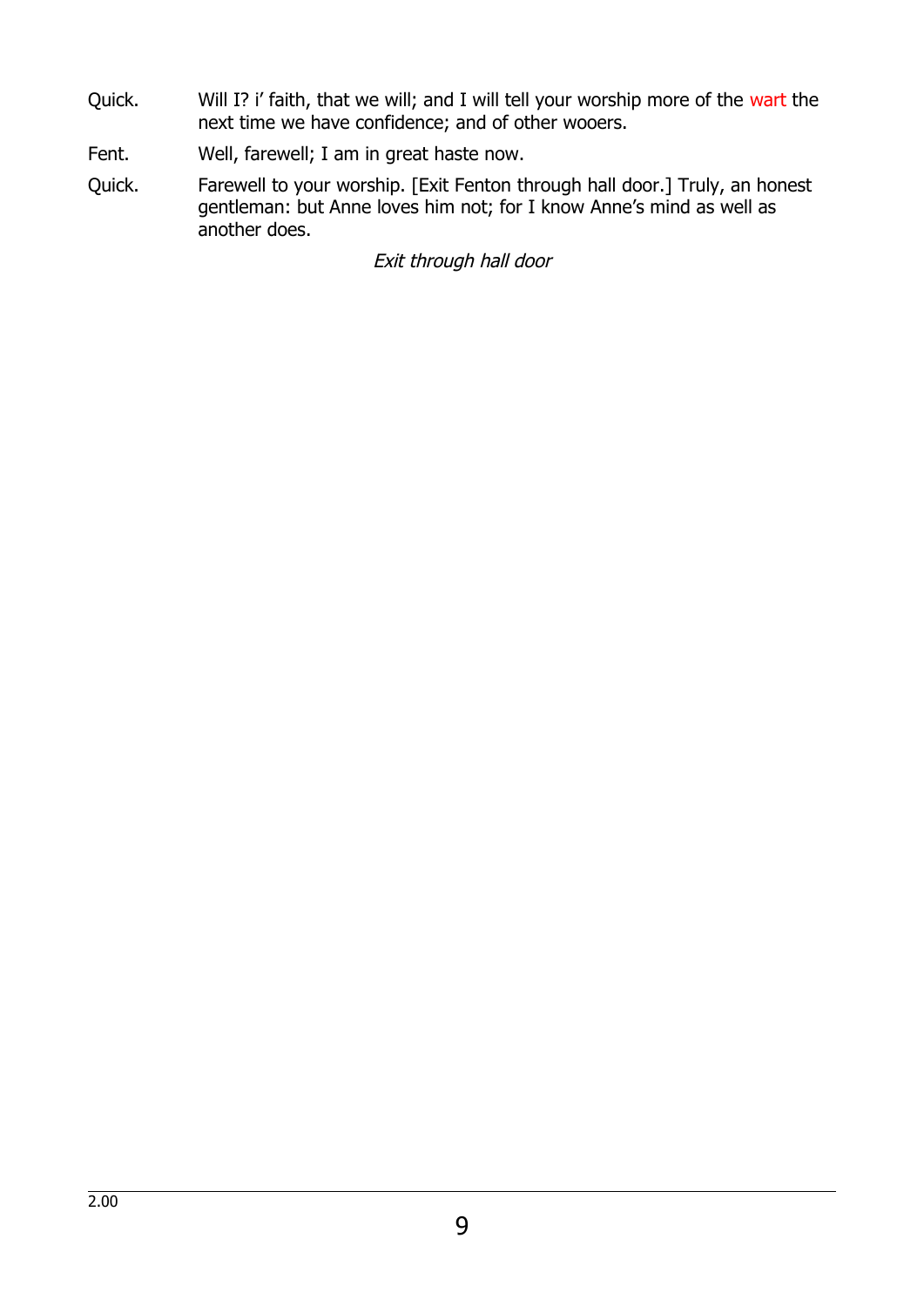Quick. Will I? i' faith, that we will; and I will tell your worship more of the wart the next time we have confidence; and of other wooers.

Fent. Well, farewell; I am in great haste now.

Quick. Farewell to your worship. [Exit Fenton through hall door.] Truly, an honest gentleman: but Anne loves him not; for I know Anne's mind as well as another does.

*Exit through hall door*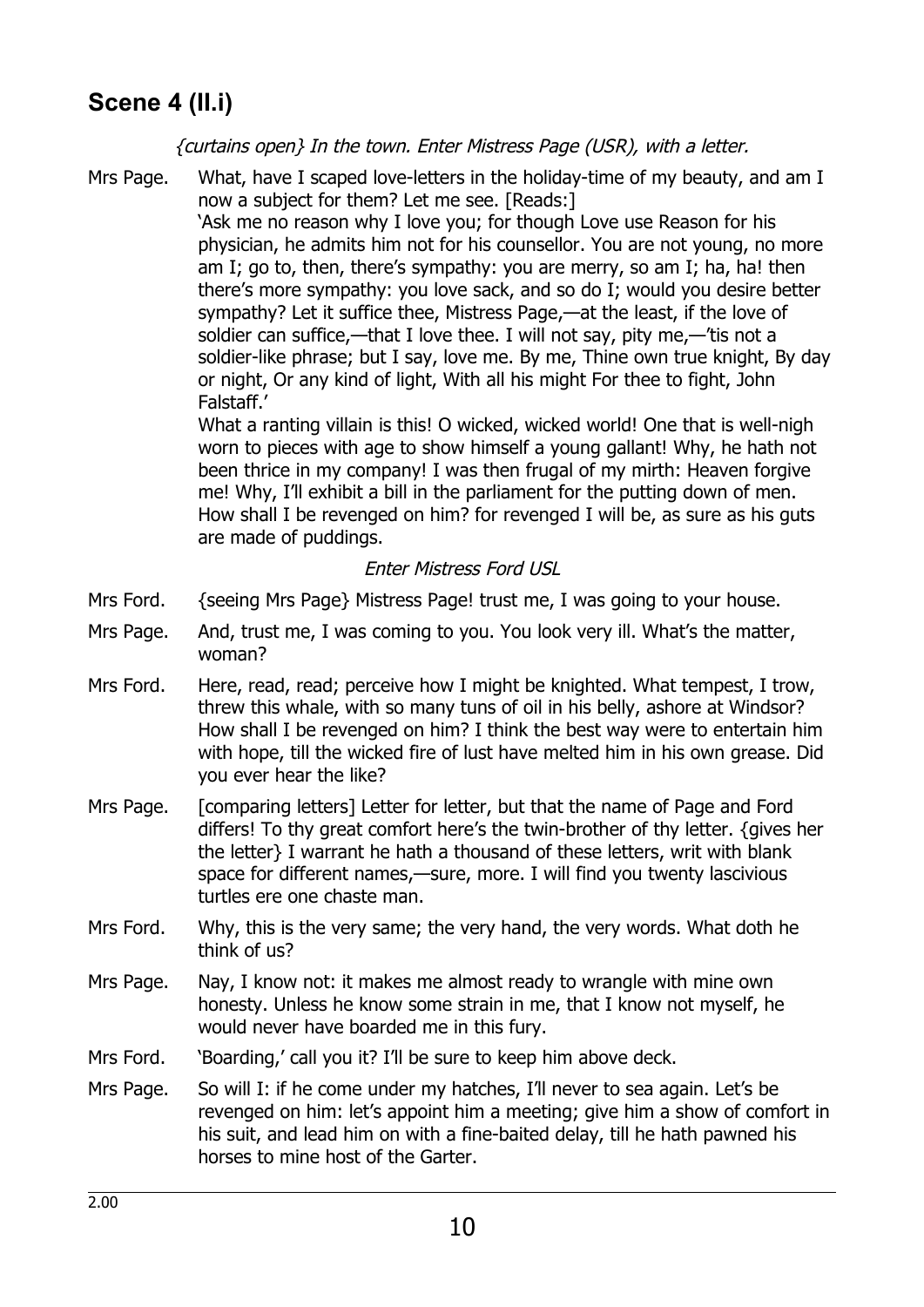## Scene 4 (II.i)

*{curtains open} In the town. Enter Mistress Page (USR), with a letter.*

Mrs Page. What, have I scaped love-letters in the holiday-time of my beauty, and am I now a subject for them? Let me see. [Reads:]
'Ask me no reason why I love you; for though Love use Reason for his physician, he admits him not for his counsellor. You are not young, no more am I; go to, then, there's sympathy: you are merry, so am I; ha, ha! then there's more sympathy: you love sack, and so do I; would you desire better sympathy? Let it suffice thee, Mistress Page,—at the least, if the love of soldier can suffice,—that I love thee. I will not say, pity me,—'tis not a soldier-like phrase; but I say, love me. By me, Thine own true knight, By day or night, Or any kind of light, With all his might For thee to fight, John Falstaff.'
What a ranting villain is this! O wicked, wicked world! One that is well-nigh worn to pieces with age to show himself a young gallant! Why, he hath not been thrice in my company! I was then frugal of my mirth: Heaven forgive me! Why, I'll exhibit a bill in the parliament for the putting down of men. How shall I be revenged on him? for revenged I will be, as sure as his guts are made of puddings.

*Enter Mistress Ford USL*

Mrs Ford. {seeing Mrs Page} Mistress Page! trust me, I was going to your house.

Mrs Page. And, trust me, I was coming to you. You look very ill. What's the matter, woman?

Mrs Ford. Here, read, read; perceive how I might be knighted. What tempest, I trow, threw this whale, with so many tuns of oil in his belly, ashore at Windsor? How shall I be revenged on him? I think the best way were to entertain him with hope, till the wicked fire of lust have melted him in his own grease. Did you ever hear the like?

Mrs Page. [comparing letters] Letter for letter, but that the name of Page and Ford differs! To thy great comfort here's the twin-brother of thy letter. {gives her the letter} I warrant he hath a thousand of these letters, writ with blank space for different names,—sure, more. I will find you twenty lascivious turtles ere one chaste man.

Mrs Ford. Why, this is the very same; the very hand, the very words. What doth he think of us?

Mrs Page. Nay, I know not: it makes me almost ready to wrangle with mine own honesty. Unless he know some strain in me, that I know not myself, he would never have boarded me in this fury.

Mrs Ford. 'Boarding,' call you it? I'll be sure to keep him above deck.

Mrs Page. So will I: if he come under my hatches, I'll never to sea again. Let's be revenged on him: let's appoint him a meeting; give him a show of comfort in his suit, and lead him on with a fine-baited delay, till he hath pawned his horses to mine host of the Garter.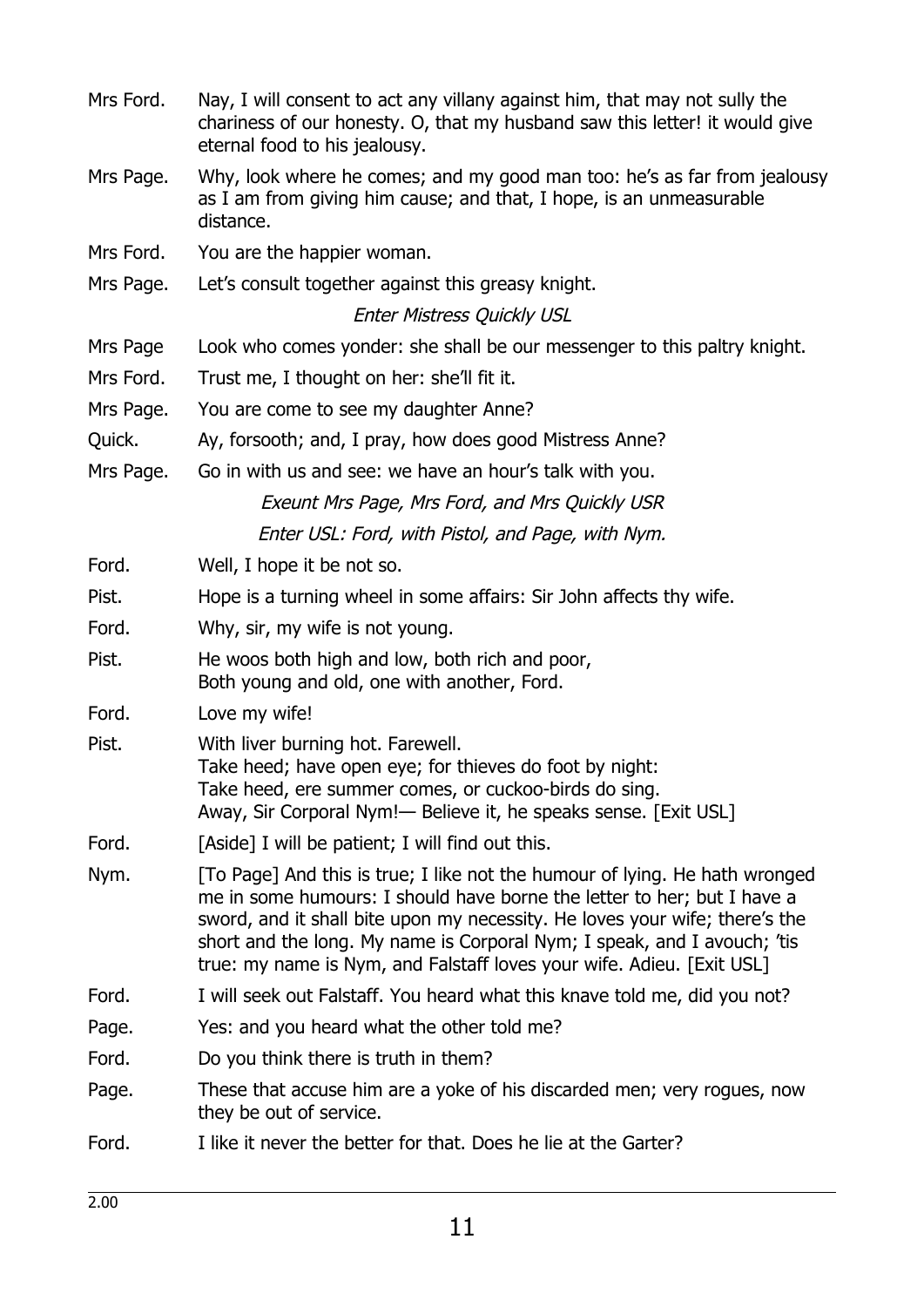Mrs Ford. Nay, I will consent to act any villany against him, that may not sully the chariness of our honesty. O, that my husband saw this letter! it would give eternal food to his jealousy.

Mrs Page. Why, look where he comes; and my good man too: he's as far from jealousy as I am from giving him cause; and that, I hope, is an unmeasurable distance.

Mrs Ford. You are the happier woman.

Mrs Page. Let's consult together against this greasy knight.

*Enter Mistress Quickly USL*

Mrs Page Look who comes yonder: she shall be our messenger to this paltry knight.

Mrs Ford. Trust me, I thought on her: she'll fit it.

Mrs Page. You are come to see my daughter Anne?

Quick. Ay, forsooth; and, I pray, how does good Mistress Anne?

Mrs Page. Go in with us and see: we have an hour's talk with you.

*Exeunt Mrs Page, Mrs Ford, and Mrs Quickly USR*

*Enter USL: Ford, with Pistol, and Page, with Nym.*

Ford. Well, I hope it be not so.

Pist. Hope is a turning wheel in some affairs: Sir John affects thy wife.

Ford. Why, sir, my wife is not young.

Pist. He woos both high and low, both rich and poor,
Both young and old, one with another, Ford.

Ford. Love my wife!

Pist. With liver burning hot. Farewell.
Take heed; have open eye; for thieves do foot by night:
Take heed, ere summer comes, or cuckoo-birds do sing.
Away, Sir Corporal Nym!— Believe it, he speaks sense. [Exit USL]

Ford. [Aside] I will be patient; I will find out this.

Nym. [To Page] And this is true; I like not the humour of lying. He hath wronged me in some humours: I should have borne the letter to her; but I have a sword, and it shall bite upon my necessity. He loves your wife; there's the short and the long. My name is Corporal Nym; I speak, and I avouch; 'tis true: my name is Nym, and Falstaff loves your wife. Adieu. [Exit USL]

Ford. I will seek out Falstaff. You heard what this knave told me, did you not?

Page. Yes: and you heard what the other told me?

Ford. Do you think there is truth in them?

Page. These that accuse him are a yoke of his discarded men; very rogues, now they be out of service.

Ford. I like it never the better for that. Does he lie at the Garter?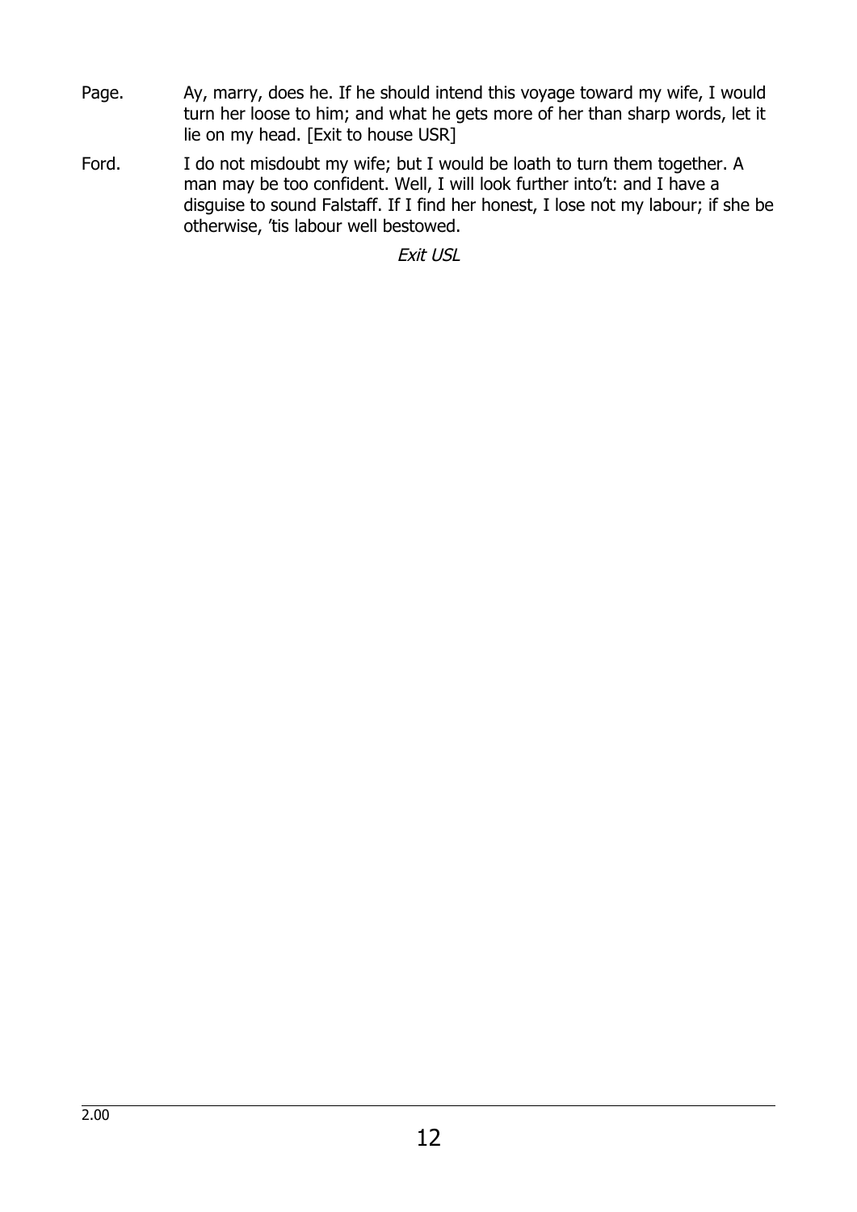Page. Ay, marry, does he. If he should intend this voyage toward my wife, I would turn her loose to him; and what he gets more of her than sharp words, let it lie on my head. [Exit to house USR]

Ford. I do not misdoubt my wife; but I would be loath to turn them together. A man may be too confident. Well, I will look further into't: and I have a disguise to sound Falstaff. If I find her honest, I lose not my labour; if she be otherwise, 'tis labour well bestowed.

*Exit USL*

2.00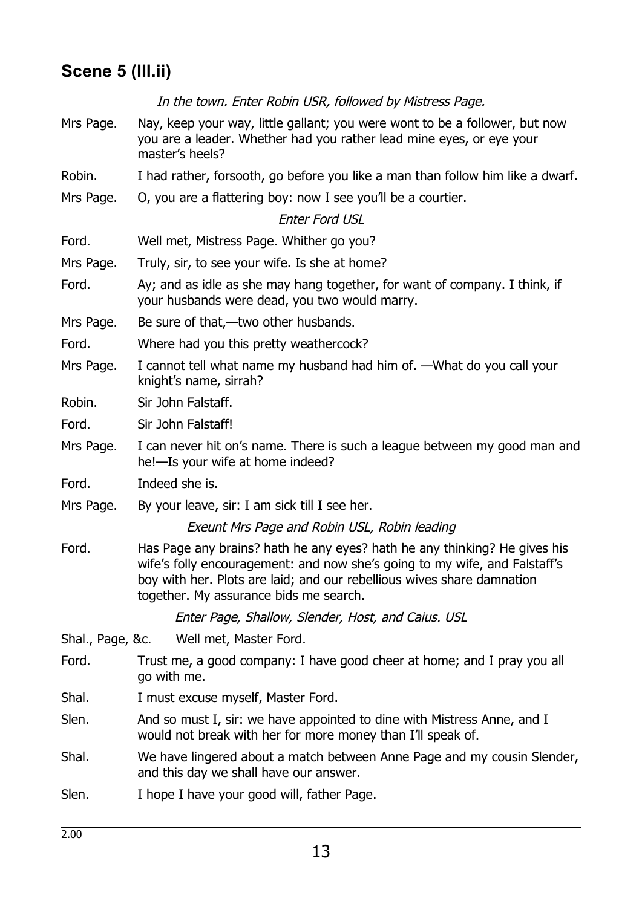## Scene 5 (III.ii)

*In the town. Enter Robin USR, followed by Mistress Page.*

Mrs Page. Nay, keep your way, little gallant; you were wont to be a follower, but now you are a leader. Whether had you rather lead mine eyes, or eye your master's heels?

Robin. I had rather, forsooth, go before you like a man than follow him like a dwarf.

Mrs Page. O, you are a flattering boy: now I see you'll be a courtier.

*Enter Ford USL*

Ford. Well met, Mistress Page. Whither go you?

Mrs Page. Truly, sir, to see your wife. Is she at home?

Ford. Ay; and as idle as she may hang together, for want of company. I think, if your husbands were dead, you two would marry.

Mrs Page. Be sure of that,—two other husbands.

Ford. Where had you this pretty weathercock?

Mrs Page. I cannot tell what name my husband had him of. —What do you call your knight's name, sirrah?

Robin. Sir John Falstaff.

Ford. Sir John Falstaff!

Mrs Page. I can never hit on's name. There is such a league between my good man and he!—Is your wife at home indeed?

Ford. Indeed she is.

Mrs Page. By your leave, sir: I am sick till I see her.

*Exeunt Mrs Page and Robin USL, Robin leading*

Ford. Has Page any brains? hath he any eyes? hath he any thinking? He gives his wife's folly encouragement: and now she's going to my wife, and Falstaff's boy with her. Plots are laid; and our rebellious wives share damnation together. My assurance bids me search.

*Enter Page, Shallow, Slender, Host, and Caius. USL*

Shal., Page, &c. Well met, Master Ford.

Ford. Trust me, a good company: I have good cheer at home; and I pray you all go with me.

Shal. I must excuse myself, Master Ford.

Slen. And so must I, sir: we have appointed to dine with Mistress Anne, and I would not break with her for more money than I'll speak of.

Shal. We have lingered about a match between Anne Page and my cousin Slender, and this day we shall have our answer.

Slen. I hope I have your good will, father Page.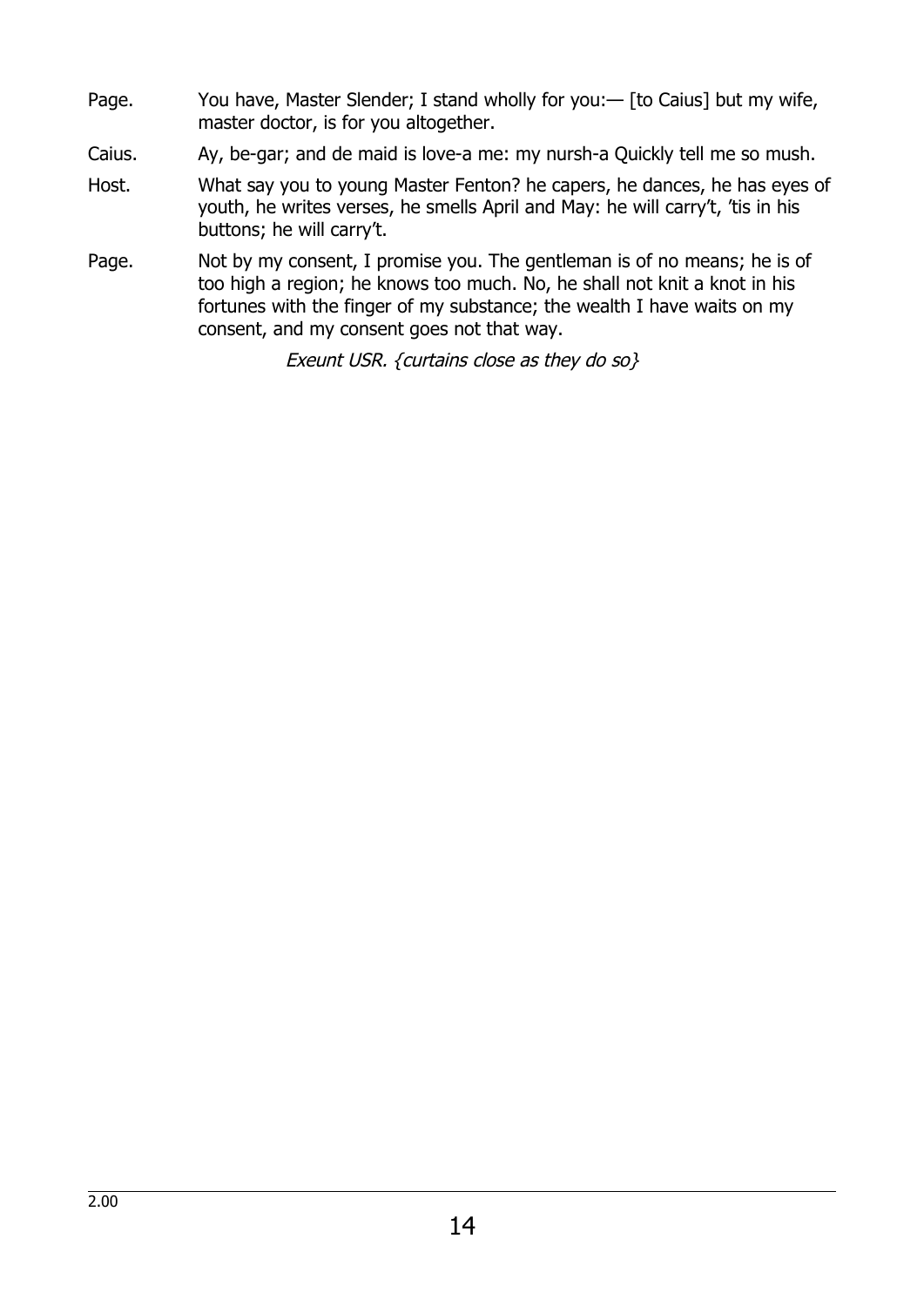Page. You have, Master Slender; I stand wholly for you:— [to Caius] but my wife, master doctor, is for you altogether.

Caius. Ay, be-gar; and de maid is love-a me: my nursh-a Quickly tell me so mush.

Host. What say you to young Master Fenton? he capers, he dances, he has eyes of youth, he writes verses, he smells April and May: he will carry't, 'tis in his buttons; he will carry't.

Page. Not by my consent, I promise you. The gentleman is of no means; he is of too high a region; he knows too much. No, he shall not knit a knot in his fortunes with the finger of my substance; the wealth I have waits on my consent, and my consent goes not that way.

*Exeunt USR. {curtains close as they do so}*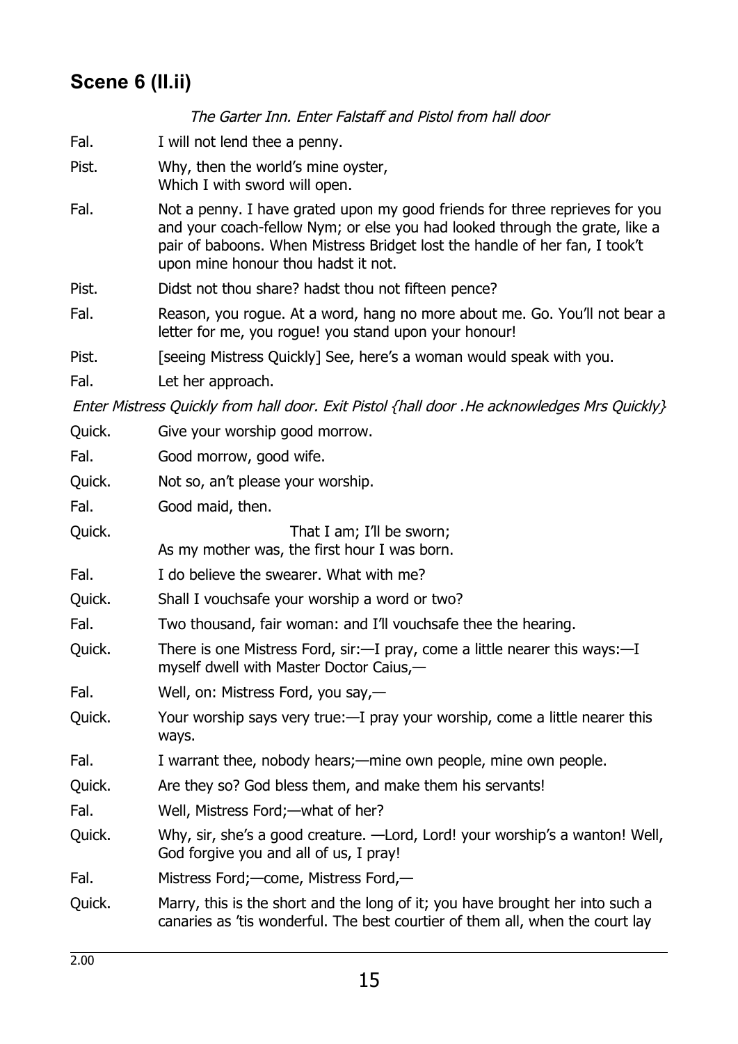## Scene 6 (II.ii)

*The Garter Inn. Enter Falstaff and Pistol from hall door*

| | |
|---|---|
| Fal. | I will not lend thee a penny. |
| Pist. | Why, then the world's mine oyster,<br>Which I with sword will open. |
| Fal. | Not a penny. I have grated upon my good friends for three reprieves for you and your coach-fellow Nym; or else you had looked through the grate, like a pair of baboons. When Mistress Bridget lost the handle of her fan, I took't upon mine honour thou hadst it not. |
| Pist. | Didst not thou share? hadst thou not fifteen pence? |
| Fal. | Reason, you rogue. At a word, hang no more about me. Go. You'll not bear a letter for me, you rogue! you stand upon your honour! |
| Pist. | [seeing Mistress Quickly] See, here's a woman would speak with you. |
| Fal. | Let her approach. |

*Enter Mistress Quickly from hall door. Exit Pistol {hall door .He acknowledges Mrs Quickly}*

| | |
|---|---|
| Quick. | Give your worship good morrow. |
| Fal. | Good morrow, good wife. |
| Quick. | Not so, an't please your worship. |
| Fal. | Good maid, then. |
| Quick. | That I am; I'll be sworn;<br>As my mother was, the first hour I was born. |
| Fal. | I do believe the swearer. What with me? |
| Quick. | Shall I vouchsafe your worship a word or two? |
| Fal. | Two thousand, fair woman: and I'll vouchsafe thee the hearing. |
| Quick. | There is one Mistress Ford, sir:—I pray, come a little nearer this ways:—I myself dwell with Master Doctor Caius,— |
| Fal. | Well, on: Mistress Ford, you say,— |
| Quick. | Your worship says very true:—I pray your worship, come a little nearer this ways. |
| Fal. | I warrant thee, nobody hears;—mine own people, mine own people. |
| Quick. | Are they so? God bless them, and make them his servants! |
| Fal. | Well, Mistress Ford;—what of her? |
| Quick. | Why, sir, she's a good creature. —Lord, Lord! your worship's a wanton! Well, God forgive you and all of us, I pray! |
| Fal. | Mistress Ford;—come, Mistress Ford,— |
| Quick. | Marry, this is the short and the long of it; you have brought her into such a canaries as 'tis wonderful. The best courtier of them all, when the court lay |

2.00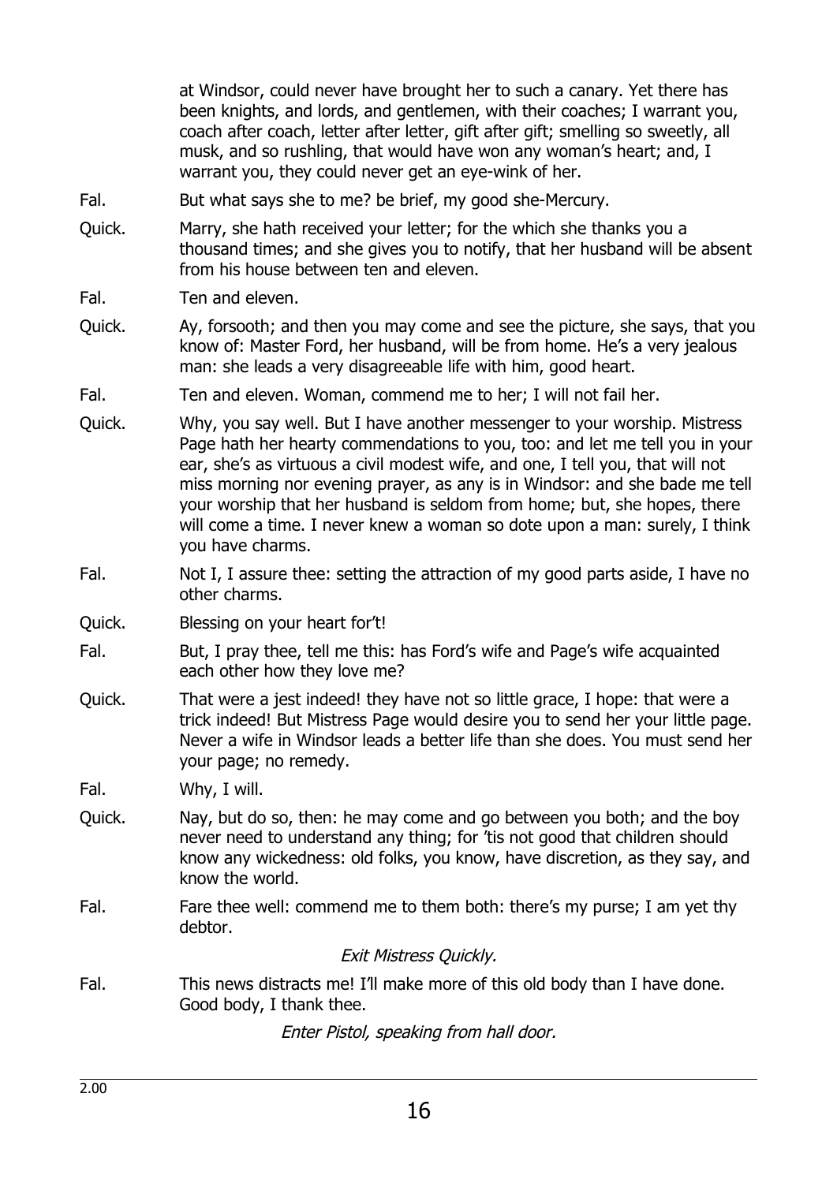at Windsor, could never have brought her to such a canary. Yet there has been knights, and lords, and gentlemen, with their coaches; I warrant you, coach after coach, letter after letter, gift after gift; smelling so sweetly, all musk, and so rushling, that would have won any woman's heart; and, I warrant you, they could never get an eye-wink of her.

Fal. But what says she to me? be brief, my good she-Mercury.

Quick. Marry, she hath received your letter; for the which she thanks you a thousand times; and she gives you to notify, that her husband will be absent from his house between ten and eleven.

Fal. Ten and eleven.

Quick. Ay, forsooth; and then you may come and see the picture, she says, that you know of: Master Ford, her husband, will be from home. He's a very jealous man: she leads a very disagreeable life with him, good heart.

Fal. Ten and eleven. Woman, commend me to her; I will not fail her.

Quick. Why, you say well. But I have another messenger to your worship. Mistress Page hath her hearty commendations to you, too: and let me tell you in your ear, she's as virtuous a civil modest wife, and one, I tell you, that will not miss morning nor evening prayer, as any is in Windsor: and she bade me tell your worship that her husband is seldom from home; but, she hopes, there will come a time. I never knew a woman so dote upon a man: surely, I think you have charms.

Fal. Not I, I assure thee: setting the attraction of my good parts aside, I have no other charms.

Quick. Blessing on your heart for't!

Fal. But, I pray thee, tell me this: has Ford's wife and Page's wife acquainted each other how they love me?

Quick. That were a jest indeed! they have not so little grace, I hope: that were a trick indeed! But Mistress Page would desire you to send her your little page. Never a wife in Windsor leads a better life than she does. You must send her your page; no remedy.

Fal. Why, I will.

Quick. Nay, but do so, then: he may come and go between you both; and the boy never need to understand any thing; for 'tis not good that children should know any wickedness: old folks, you know, have discretion, as they say, and know the world.

Fal. Fare thee well: commend me to them both: there's my purse; I am yet thy debtor.

*Exit Mistress Quickly.*

Fal. This news distracts me! I'll make more of this old body than I have done. Good body, I thank thee.

*Enter Pistol, speaking from hall door.*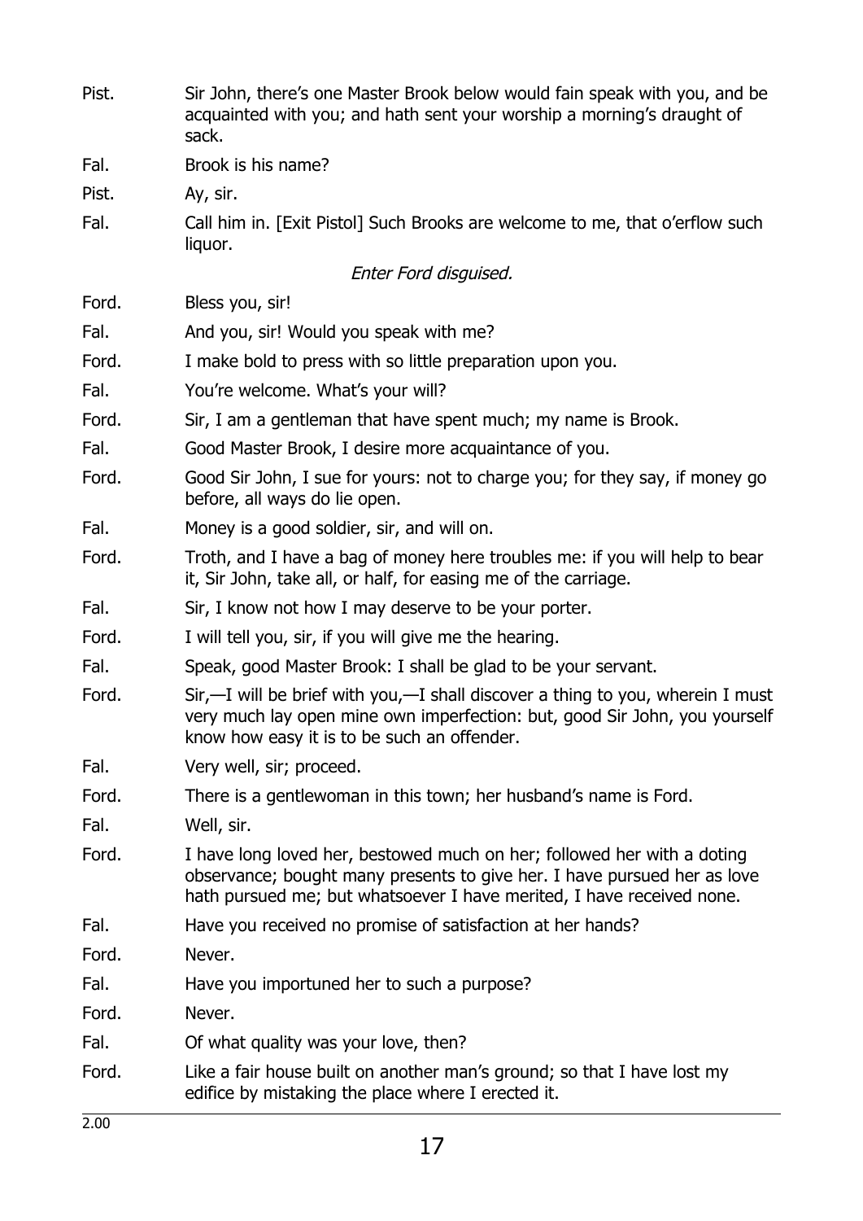Pist. Sir John, there's one Master Brook below would fain speak with you, and be acquainted with you; and hath sent your worship a morning's draught of sack.

Fal. Brook is his name?

Pist. Ay, sir.

Fal. Call him in. [Exit Pistol] Such Brooks are welcome to me, that o'erflow such liquor.

*Enter Ford disguised.*

Ford. Bless you, sir!

Fal. And you, sir! Would you speak with me?

Ford. I make bold to press with so little preparation upon you.

Fal. You're welcome. What's your will?

Ford. Sir, I am a gentleman that have spent much; my name is Brook.

Fal. Good Master Brook, I desire more acquaintance of you.

Ford. Good Sir John, I sue for yours: not to charge you; for they say, if money go before, all ways do lie open.

Fal. Money is a good soldier, sir, and will on.

Ford. Troth, and I have a bag of money here troubles me: if you will help to bear it, Sir John, take all, or half, for easing me of the carriage.

Fal. Sir, I know not how I may deserve to be your porter.

Ford. I will tell you, sir, if you will give me the hearing.

Fal. Speak, good Master Brook: I shall be glad to be your servant.

Ford. Sir,—I will be brief with you,—I shall discover a thing to you, wherein I must very much lay open mine own imperfection: but, good Sir John, you yourself know how easy it is to be such an offender.

Fal. Very well, sir; proceed.

Ford. There is a gentlewoman in this town; her husband's name is Ford.

Fal. Well, sir.

Ford. I have long loved her, bestowed much on her; followed her with a doting observance; bought many presents to give her. I have pursued her as love hath pursued me; but whatsoever I have merited, I have received none.

Fal. Have you received no promise of satisfaction at her hands?

Ford. Never.

Fal. Have you importuned her to such a purpose?

Ford. Never.

Fal. Of what quality was your love, then?

Ford. Like a fair house built on another man's ground; so that I have lost my edifice by mistaking the place where I erected it.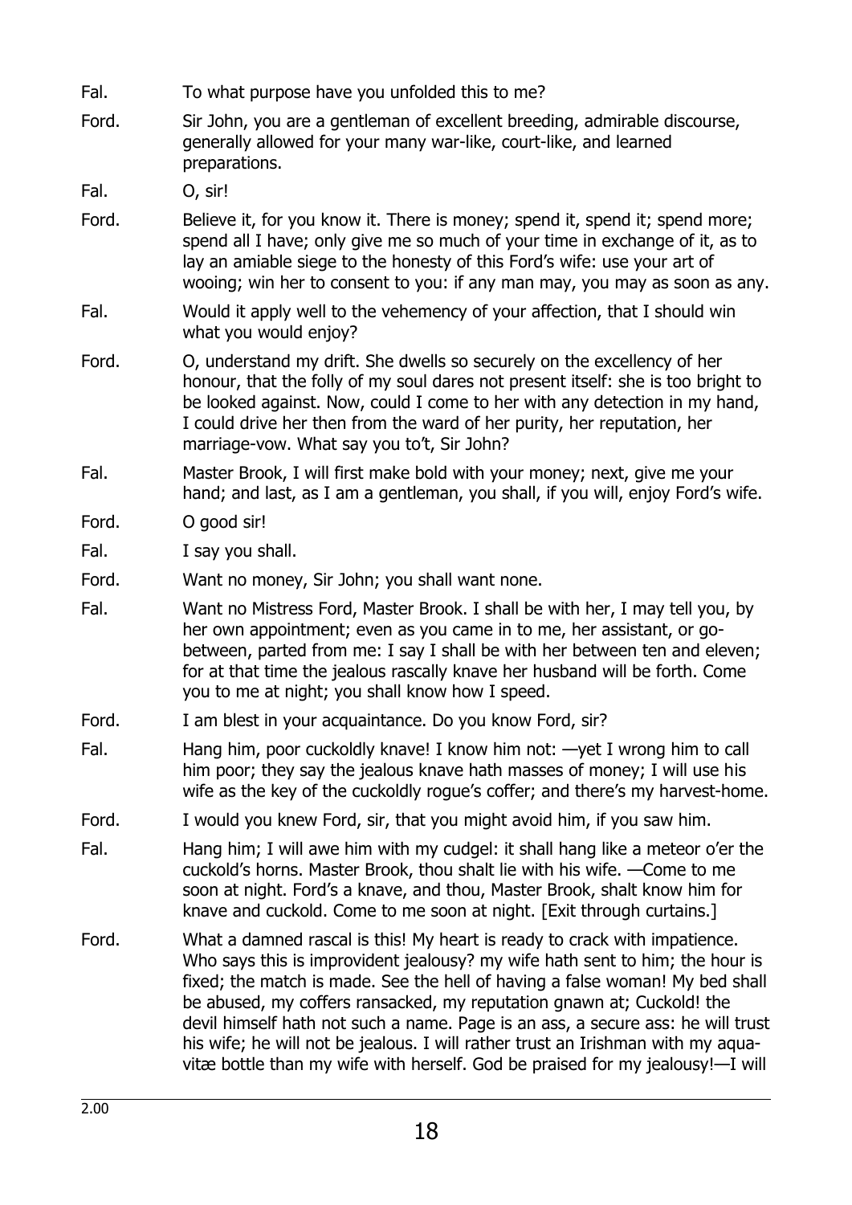Fal. To what purpose have you unfolded this to me?

Ford. Sir John, you are a gentleman of excellent breeding, admirable discourse, generally allowed for your many war-like, court-like, and learned preparations.

Fal. O, sir!

Ford. Believe it, for you know it. There is money; spend it, spend it; spend more; spend all I have; only give me so much of your time in exchange of it, as to lay an amiable siege to the honesty of this Ford's wife: use your art of wooing; win her to consent to you: if any man may, you may as soon as any.

Fal. Would it apply well to the vehemency of your affection, that I should win what you would enjoy?

Ford. O, understand my drift. She dwells so securely on the excellency of her honour, that the folly of my soul dares not present itself: she is too bright to be looked against. Now, could I come to her with any detection in my hand, I could drive her then from the ward of her purity, her reputation, her marriage-vow. What say you to't, Sir John?

Fal. Master Brook, I will first make bold with your money; next, give me your hand; and last, as I am a gentleman, you shall, if you will, enjoy Ford's wife.

Ford. O good sir!

Fal. I say you shall.

Ford. Want no money, Sir John; you shall want none.

Fal. Want no Mistress Ford, Master Brook. I shall be with her, I may tell you, by her own appointment; even as you came in to me, her assistant, or go-between, parted from me: I say I shall be with her between ten and eleven; for at that time the jealous rascally knave her husband will be forth. Come you to me at night; you shall know how I speed.

Ford. I am blest in your acquaintance. Do you know Ford, sir?

Fal. Hang him, poor cuckoldly knave! I know him not: —yet I wrong him to call him poor; they say the jealous knave hath masses of money; I will use his wife as the key of the cuckoldly rogue's coffer; and there's my harvest-home.

Ford. I would you knew Ford, sir, that you might avoid him, if you saw him.

Fal. Hang him; I will awe him with my cudgel: it shall hang like a meteor o'er the cuckold's horns. Master Brook, thou shalt lie with his wife. —Come to me soon at night. Ford's a knave, and thou, Master Brook, shalt know him for knave and cuckold. Come to me soon at night. [Exit through curtains.]

Ford. What a damned rascal is this! My heart is ready to crack with impatience. Who says this is improvident jealousy? my wife hath sent to him; the hour is fixed; the match is made. See the hell of having a false woman! My bed shall be abused, my coffers ransacked, my reputation gnawn at; Cuckold! the devil himself hath not such a name. Page is an ass, a secure ass: he will trust his wife; he will not be jealous. I will rather trust an Irishman with my aqua-vitæ bottle than my wife with herself. God be praised for my jealousy!—I will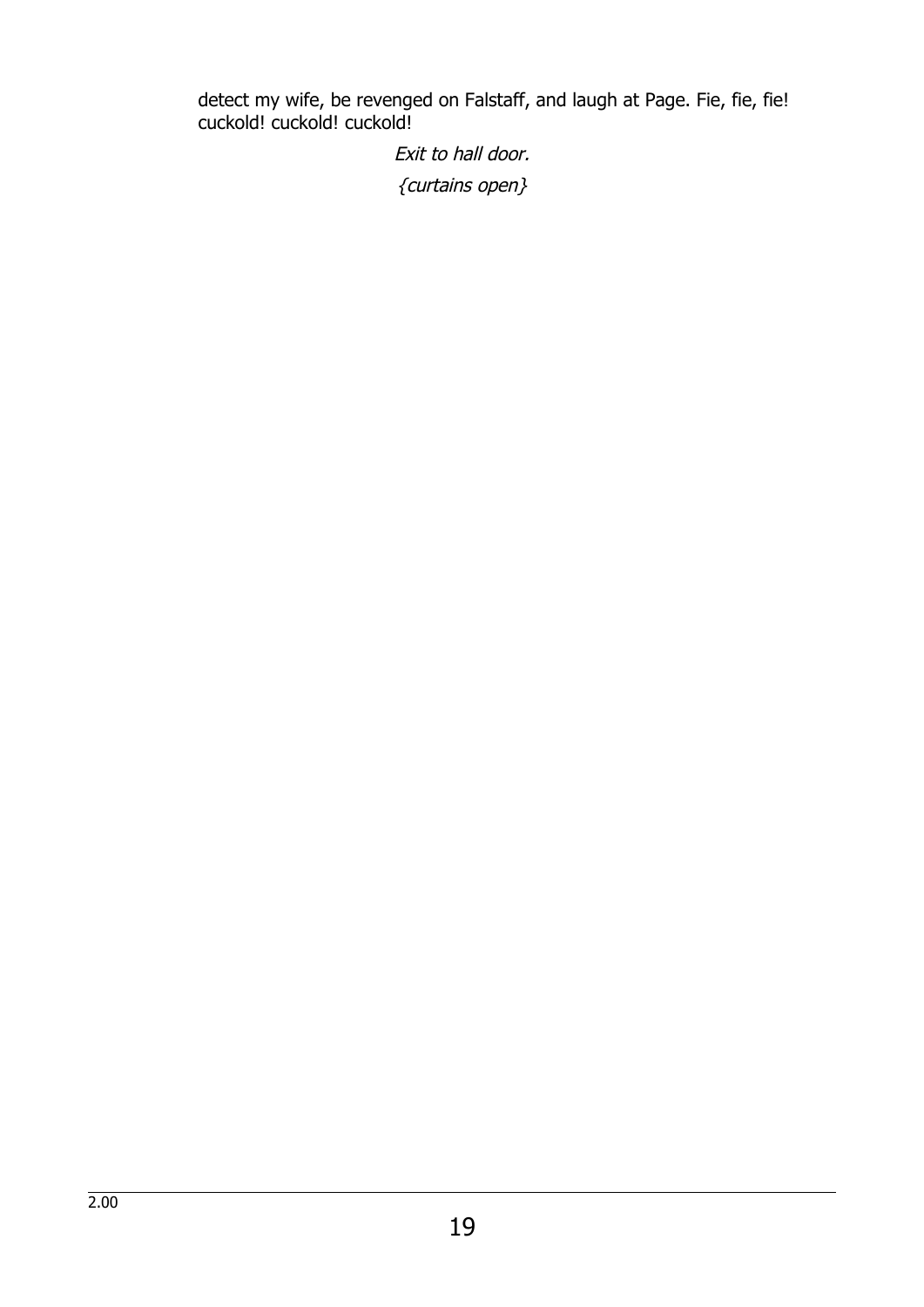detect my wife, be revenged on Falstaff, and laugh at Page. Fie, fie, fie! cuckold! cuckold! cuckold!

*Exit to hall door.*

*{curtains open}*

2.00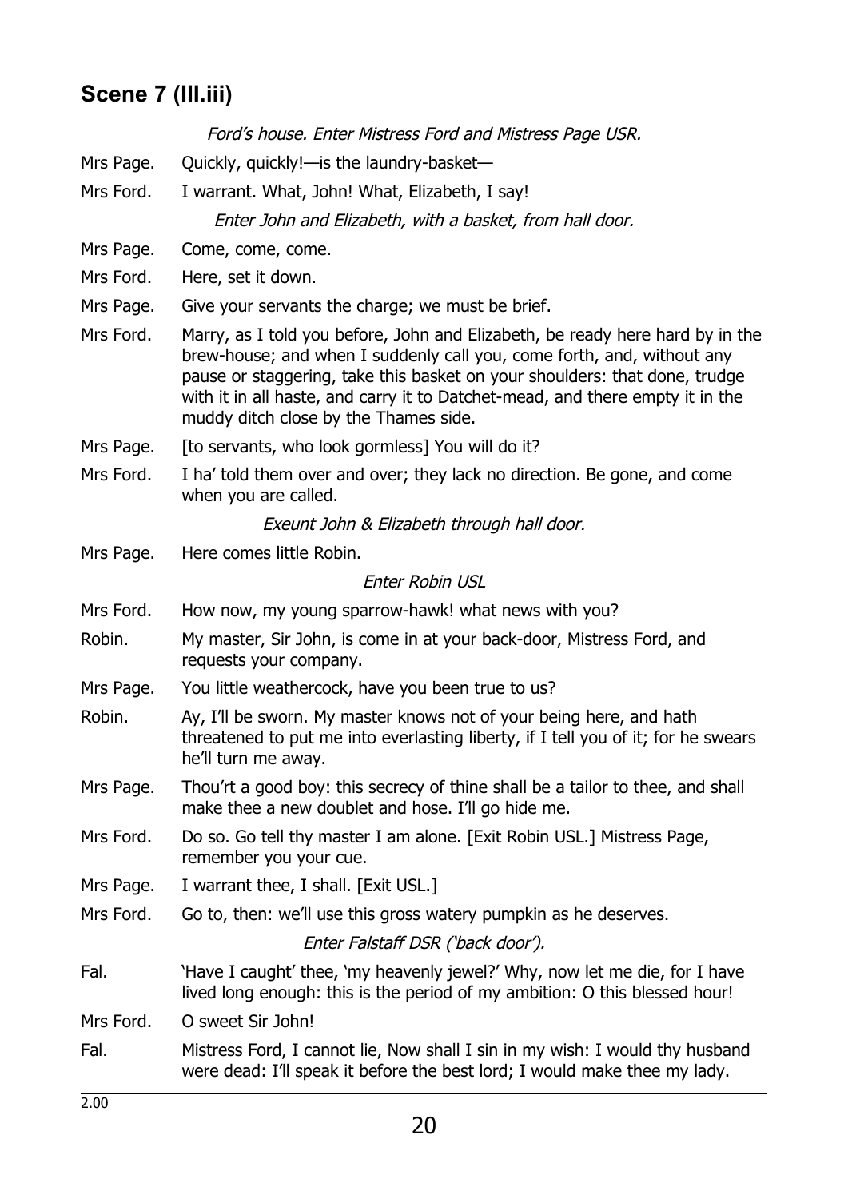## Scene 7 (III.iii)

*Ford's house. Enter Mistress Ford and Mistress Page USR.*

Mrs Page. Quickly, quickly!—is the laundry-basket—

Mrs Ford. I warrant. What, John! What, Elizabeth, I say!

*Enter John and Elizabeth, with a basket, from hall door.*

Mrs Page. Come, come, come.

Mrs Ford. Here, set it down.

Mrs Page. Give your servants the charge; we must be brief.

Mrs Ford. Marry, as I told you before, John and Elizabeth, be ready here hard by in the brew-house; and when I suddenly call you, come forth, and, without any pause or staggering, take this basket on your shoulders: that done, trudge with it in all haste, and carry it to Datchet-mead, and there empty it in the muddy ditch close by the Thames side.

Mrs Page. [to servants, who look gormless] You will do it?

Mrs Ford. I ha' told them over and over; they lack no direction. Be gone, and come when you are called.

*Exeunt John & Elizabeth through hall door.*

Mrs Page. Here comes little Robin.

*Enter Robin USL*

Mrs Ford. How now, my young sparrow-hawk! what news with you?

Robin. My master, Sir John, is come in at your back-door, Mistress Ford, and requests your company.

Mrs Page. You little weathercock, have you been true to us?

Robin. Ay, I'll be sworn. My master knows not of your being here, and hath threatened to put me into everlasting liberty, if I tell you of it; for he swears he'll turn me away.

Mrs Page. Thou'rt a good boy: this secrecy of thine shall be a tailor to thee, and shall make thee a new doublet and hose. I'll go hide me.

Mrs Ford. Do so. Go tell thy master I am alone. [Exit Robin USL.] Mistress Page, remember you your cue.

Mrs Page. I warrant thee, I shall. [Exit USL.]

Mrs Ford. Go to, then: we'll use this gross watery pumpkin as he deserves.

*Enter Falstaff DSR ('back door').*

Fal. 'Have I caught' thee, 'my heavenly jewel?' Why, now let me die, for I have lived long enough: this is the period of my ambition: O this blessed hour!

Mrs Ford. O sweet Sir John!

Fal. Mistress Ford, I cannot lie, Now shall I sin in my wish: I would thy husband were dead: I'll speak it before the best lord; I would make thee my lady.

2.00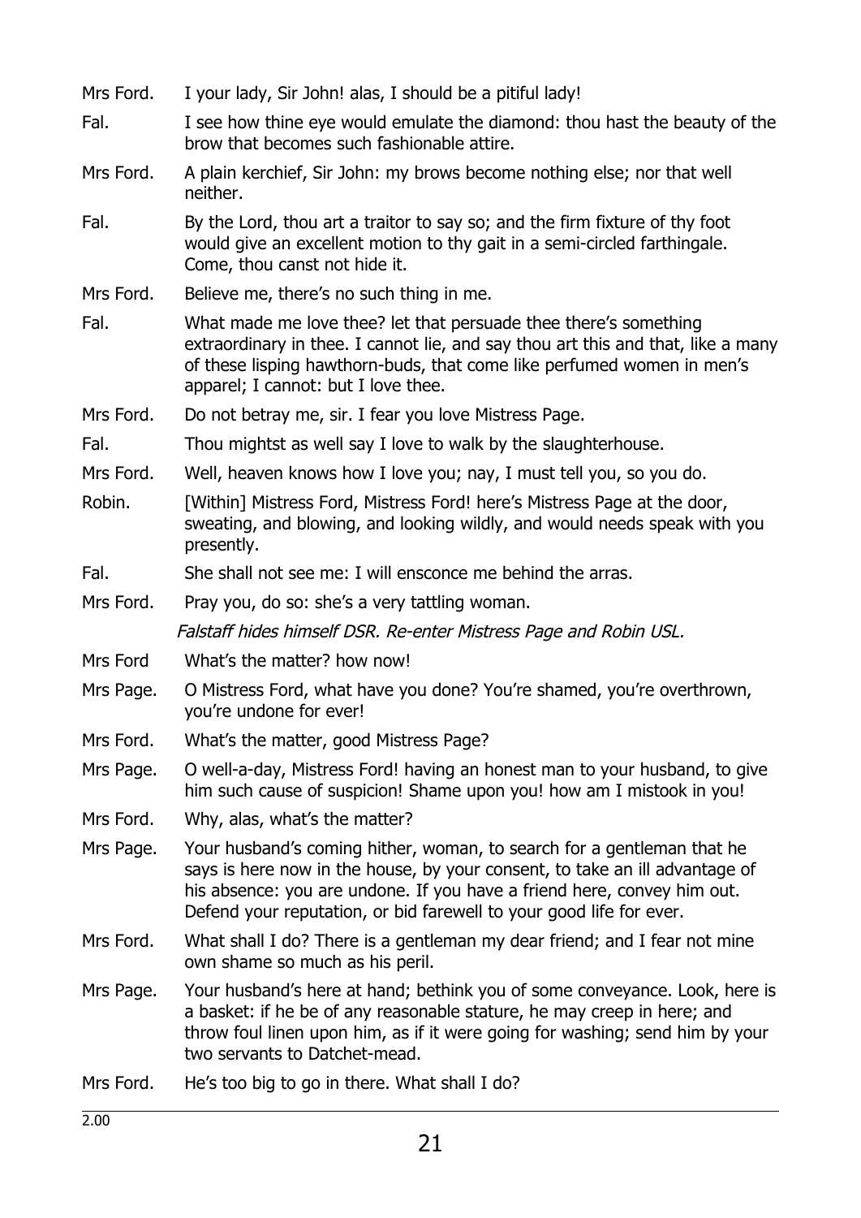Mrs Ford. I your lady, Sir John! alas, I should be a pitiful lady!

Fal. I see how thine eye would emulate the diamond: thou hast the beauty of the brow that becomes such fashionable attire.

Mrs Ford. A plain kerchief, Sir John: my brows become nothing else; nor that well neither.

Fal. By the Lord, thou art a traitor to say so; and the firm fixture of thy foot would give an excellent motion to thy gait in a semi-circled farthingale. Come, thou canst not hide it.

Mrs Ford. Believe me, there's no such thing in me.

Fal. What made me love thee? let that persuade thee there's something extraordinary in thee. I cannot lie, and say thou art this and that, like a many of these lisping hawthorn-buds, that come like perfumed women in men's apparel; I cannot: but I love thee.

Mrs Ford. Do not betray me, sir. I fear you love Mistress Page.

Fal. Thou mightst as well say I love to walk by the slaughterhouse.

Mrs Ford. Well, heaven knows how I love you; nay, I must tell you, so you do.

Robin. [Within] Mistress Ford, Mistress Ford! here's Mistress Page at the door, sweating, and blowing, and looking wildly, and would needs speak with you presently.

Fal. She shall not see me: I will ensconce me behind the arras.

Mrs Ford. Pray you, do so: she's a very tattling woman.

*Falstaff hides himself DSR. Re-enter Mistress Page and Robin USL.*

Mrs Ford What's the matter? how now!

Mrs Page. O Mistress Ford, what have you done? You're shamed, you're overthrown, you're undone for ever!

Mrs Ford. What's the matter, good Mistress Page?

Mrs Page. O well-a-day, Mistress Ford! having an honest man to your husband, to give him such cause of suspicion! Shame upon you! how am I mistook in you!

Mrs Ford. Why, alas, what's the matter?

Mrs Page. Your husband's coming hither, woman, to search for a gentleman that he says is here now in the house, by your consent, to take an ill advantage of his absence: you are undone. If you have a friend here, convey him out. Defend your reputation, or bid farewell to your good life for ever.

Mrs Ford. What shall I do? There is a gentleman my dear friend; and I fear not mine own shame so much as his peril.

Mrs Page. Your husband's here at hand; bethink you of some conveyance. Look, here is a basket: if he be of any reasonable stature, he may creep in here; and throw foul linen upon him, as if it were going for washing; send him by your two servants to Datchet-mead.

Mrs Ford. He's too big to go in there. What shall I do?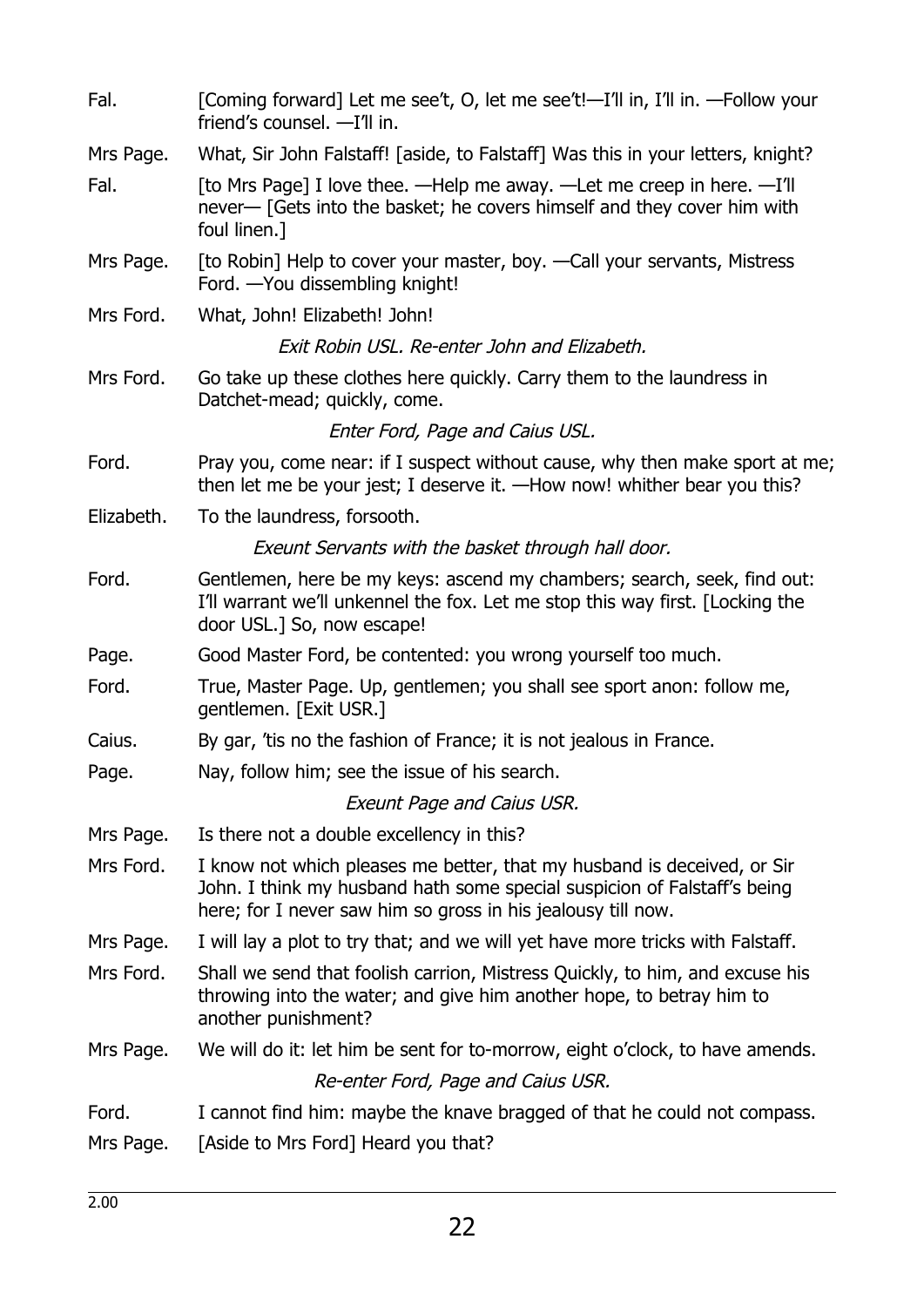Fal. [Coming forward] Let me see't, O, let me see't!—I'll in, I'll in. —Follow your friend's counsel. —I'll in.

Mrs Page. What, Sir John Falstaff! [aside, to Falstaff] Was this in your letters, knight?

Fal. [to Mrs Page] I love thee. —Help me away. —Let me creep in here. —I'll never— [Gets into the basket; he covers himself and they cover him with foul linen.]

Mrs Page. [to Robin] Help to cover your master, boy. —Call your servants, Mistress Ford. —You dissembling knight!

Mrs Ford. What, John! Elizabeth! John!

*Exit Robin USL. Re-enter John and Elizabeth.*

Mrs Ford. Go take up these clothes here quickly. Carry them to the laundress in Datchet-mead; quickly, come.

*Enter Ford, Page and Caius USL.*

Ford. Pray you, come near: if I suspect without cause, why then make sport at me; then let me be your jest; I deserve it. —How now! whither bear you this?

Elizabeth. To the laundress, forsooth.

*Exeunt Servants with the basket through hall door.*

Ford. Gentlemen, here be my keys: ascend my chambers; search, seek, find out: I'll warrant we'll unkennel the fox. Let me stop this way first. [Locking the door USL.] So, now escape!

Page. Good Master Ford, be contented: you wrong yourself too much.

Ford. True, Master Page. Up, gentlemen; you shall see sport anon: follow me, gentlemen. [Exit USR.]

Caius. By gar, 'tis no the fashion of France; it is not jealous in France.

Page. Nay, follow him; see the issue of his search.

*Exeunt Page and Caius USR.*

Mrs Page. Is there not a double excellency in this?

Mrs Ford. I know not which pleases me better, that my husband is deceived, or Sir John. I think my husband hath some special suspicion of Falstaff's being here; for I never saw him so gross in his jealousy till now.

Mrs Page. I will lay a plot to try that; and we will yet have more tricks with Falstaff.

Mrs Ford. Shall we send that foolish carrion, Mistress Quickly, to him, and excuse his throwing into the water; and give him another hope, to betray him to another punishment?

Mrs Page. We will do it: let him be sent for to-morrow, eight o'clock, to have amends.

*Re-enter Ford, Page and Caius USR.*

Ford. I cannot find him: maybe the knave bragged of that he could not compass.

Mrs Page. [Aside to Mrs Ford] Heard you that?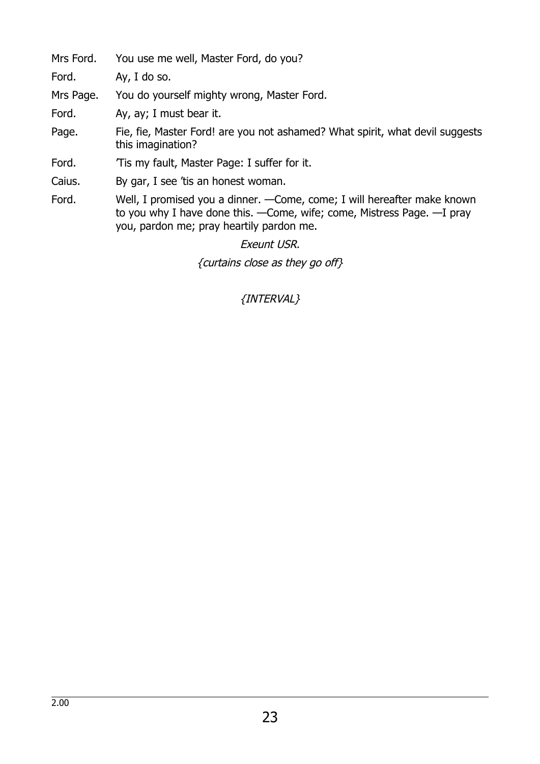Mrs Ford. You use me well, Master Ford, do you?

Ford. Ay, I do so.

Mrs Page. You do yourself mighty wrong, Master Ford.

Ford. Ay, ay; I must bear it.

Page. Fie, fie, Master Ford! are you not ashamed? What spirit, what devil suggests this imagination?

Ford. 'Tis my fault, Master Page: I suffer for it.

Caius. By gar, I see 'tis an honest woman.

Ford. Well, I promised you a dinner. —Come, come; I will hereafter make known to you why I have done this. —Come, wife; come, Mistress Page. —I pray you, pardon me; pray heartily pardon me.

*Exeunt USR.*

*{curtains close as they go off}*

*{INTERVAL}*

2.00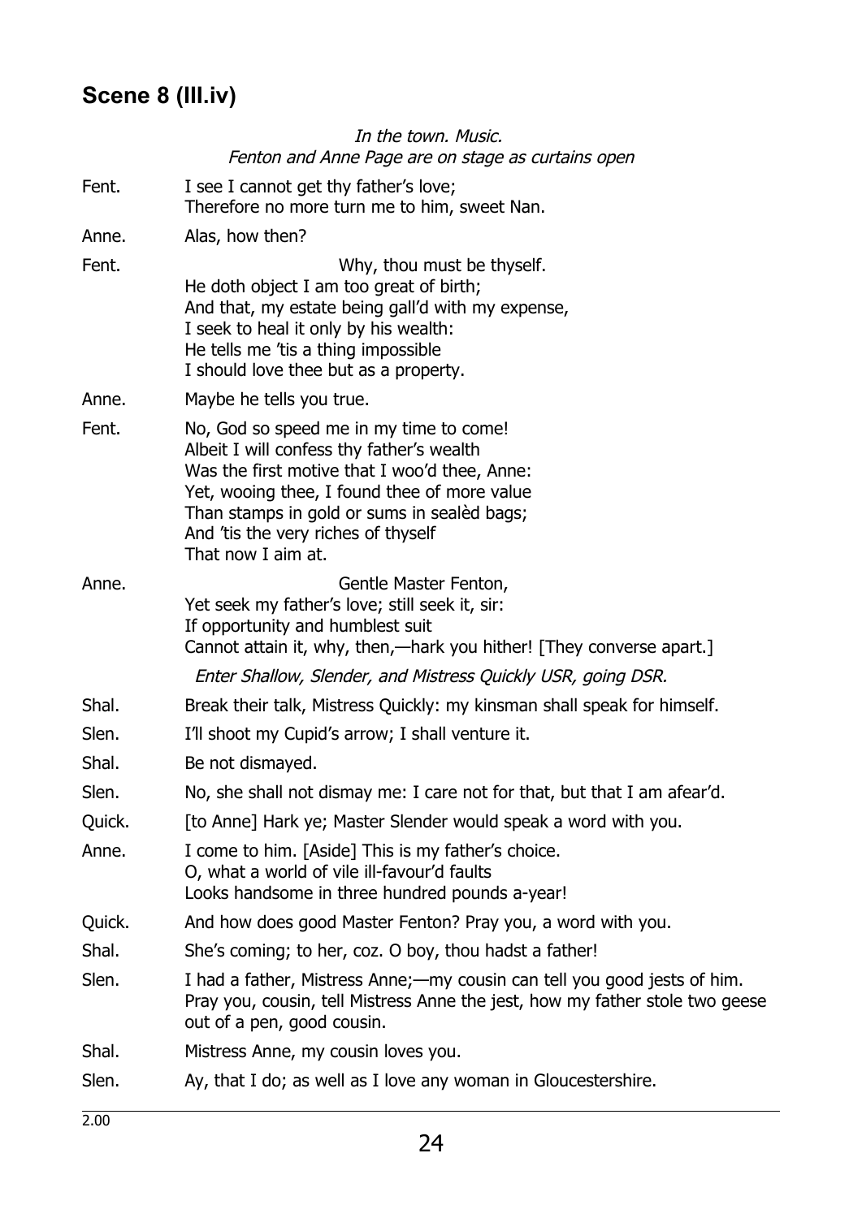## Scene 8 (III.iv)

*In the town. Music.*
*Fenton and Anne Page are on stage as curtains open*

Fent. I see I cannot get thy father's love;
Therefore no more turn me to him, sweet Nan.

Anne. Alas, how then?

Fent. Why, thou must be thyself.
He doth object I am too great of birth;
And that, my estate being gall'd with my expense,
I seek to heal it only by his wealth:
He tells me 'tis a thing impossible
I should love thee but as a property.

Anne. Maybe he tells you true.

Fent. No, God so speed me in my time to come!
Albeit I will confess thy father's wealth
Was the first motive that I woo'd thee, Anne:
Yet, wooing thee, I found thee of more value
Than stamps in gold or sums in sealèd bags;
And 'tis the very riches of thyself
That now I aim at.

Anne. Gentle Master Fenton,
Yet seek my father's love; still seek it, sir:
If opportunity and humblest suit
Cannot attain it, why, then,—hark you hither! [They converse apart.]

*Enter Shallow, Slender, and Mistress Quickly USR, going DSR.*

Shal. Break their talk, Mistress Quickly: my kinsman shall speak for himself.

Slen. I'll shoot my Cupid's arrow; I shall venture it.

Shal. Be not dismayed.

Slen. No, she shall not dismay me: I care not for that, but that I am afear'd.

Quick. [to Anne] Hark ye; Master Slender would speak a word with you.

Anne. I come to him. [Aside] This is my father's choice.
O, what a world of vile ill-favour'd faults
Looks handsome in three hundred pounds a-year!

Quick. And how does good Master Fenton? Pray you, a word with you.

Shal. She's coming; to her, coz. O boy, thou hadst a father!

Slen. I had a father, Mistress Anne;—my cousin can tell you good jests of him. Pray you, cousin, tell Mistress Anne the jest, how my father stole two geese out of a pen, good cousin.

Shal. Mistress Anne, my cousin loves you.

Slen. Ay, that I do; as well as I love any woman in Gloucestershire.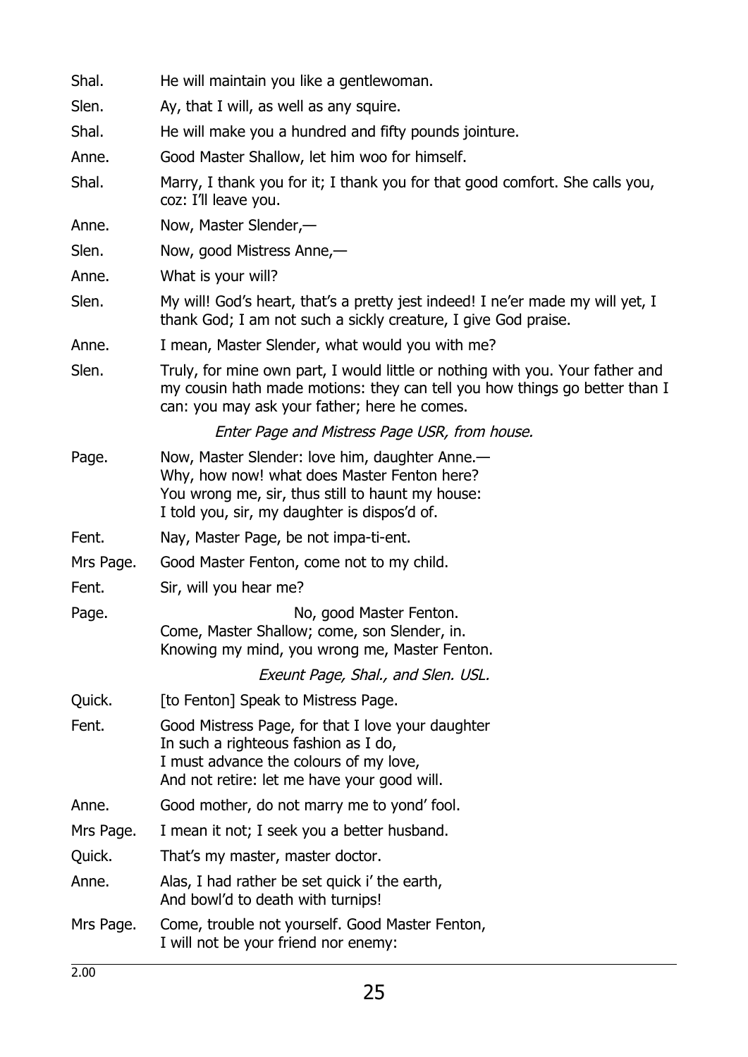Shal. He will maintain you like a gentlewoman.

Slen. Ay, that I will, as well as any squire.

Shal. He will make you a hundred and fifty pounds jointure.

Anne. Good Master Shallow, let him woo for himself.

Shal. Marry, I thank you for it; I thank you for that good comfort. She calls you, coz: I'll leave you.

Anne. Now, Master Slender,—

Slen. Now, good Mistress Anne,—

Anne. What is your will?

Slen. My will! God's heart, that's a pretty jest indeed! I ne'er made my will yet, I thank God; I am not such a sickly creature, I give God praise.

Anne. I mean, Master Slender, what would you with me?

Slen. Truly, for mine own part, I would little or nothing with you. Your father and my cousin hath made motions: they can tell you how things go better than I can: you may ask your father; here he comes.

*Enter Page and Mistress Page USR, from house.*

Page. Now, Master Slender: love him, daughter Anne.—
Why, how now! what does Master Fenton here?
You wrong me, sir, thus still to haunt my house:
I told you, sir, my daughter is dispos'd of.

Fent. Nay, Master Page, be not impa-ti-ent.

Mrs Page. Good Master Fenton, come not to my child.

Fent. Sir, will you hear me?

Page. No, good Master Fenton.
Come, Master Shallow; come, son Slender, in.
Knowing my mind, you wrong me, Master Fenton.

*Exeunt Page, Shal., and Slen. USL.*

Quick. [to Fenton] Speak to Mistress Page.

Fent. Good Mistress Page, for that I love your daughter
In such a righteous fashion as I do,
I must advance the colours of my love,
And not retire: let me have your good will.

Anne. Good mother, do not marry me to yond' fool.

Mrs Page. I mean it not; I seek you a better husband.

Quick. That's my master, master doctor.

Anne. Alas, I had rather be set quick i' the earth,
And bowl'd to death with turnips!

Mrs Page. Come, trouble not yourself. Good Master Fenton,
I will not be your friend nor enemy:

2.00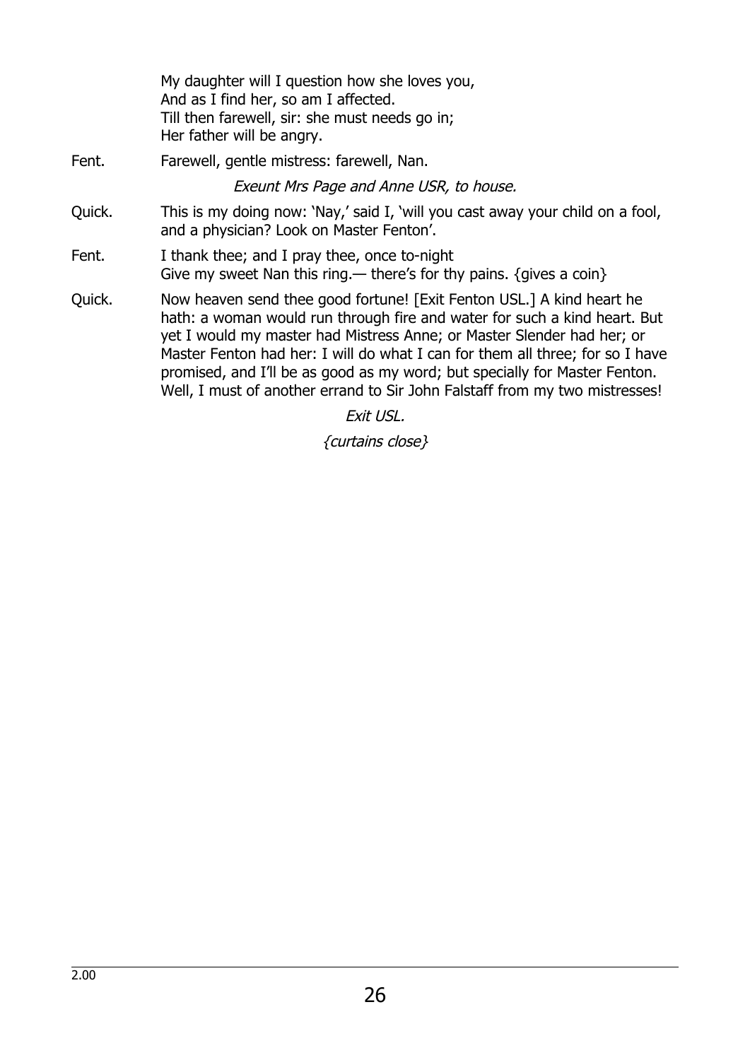My daughter will I question how she loves you,  
And as I find her, so am I affected.  
Till then farewell, sir: she must needs go in;  
Her father will be angry.

Fent. Farewell, gentle mistress: farewell, Nan.

*Exeunt Mrs Page and Anne USR, to house.*

Quick. This is my doing now: 'Nay,' said I, 'will you cast away your child on a fool, and a physician? Look on Master Fenton'.

Fent. I thank thee; and I pray thee, once to-night  
Give my sweet Nan this ring.— there's for thy pains. {gives a coin}

Quick. Now heaven send thee good fortune! [Exit Fenton USL.] A kind heart he hath: a woman would run through fire and water for such a kind heart. But yet I would my master had Mistress Anne; or Master Slender had her; or Master Fenton had her: I will do what I can for them all three; for so I have promised, and I'll be as good as my word; but specially for Master Fenton. Well, I must of another errand to Sir John Falstaff from my two mistresses!

*Exit USL.*

*{curtains close}*

2.00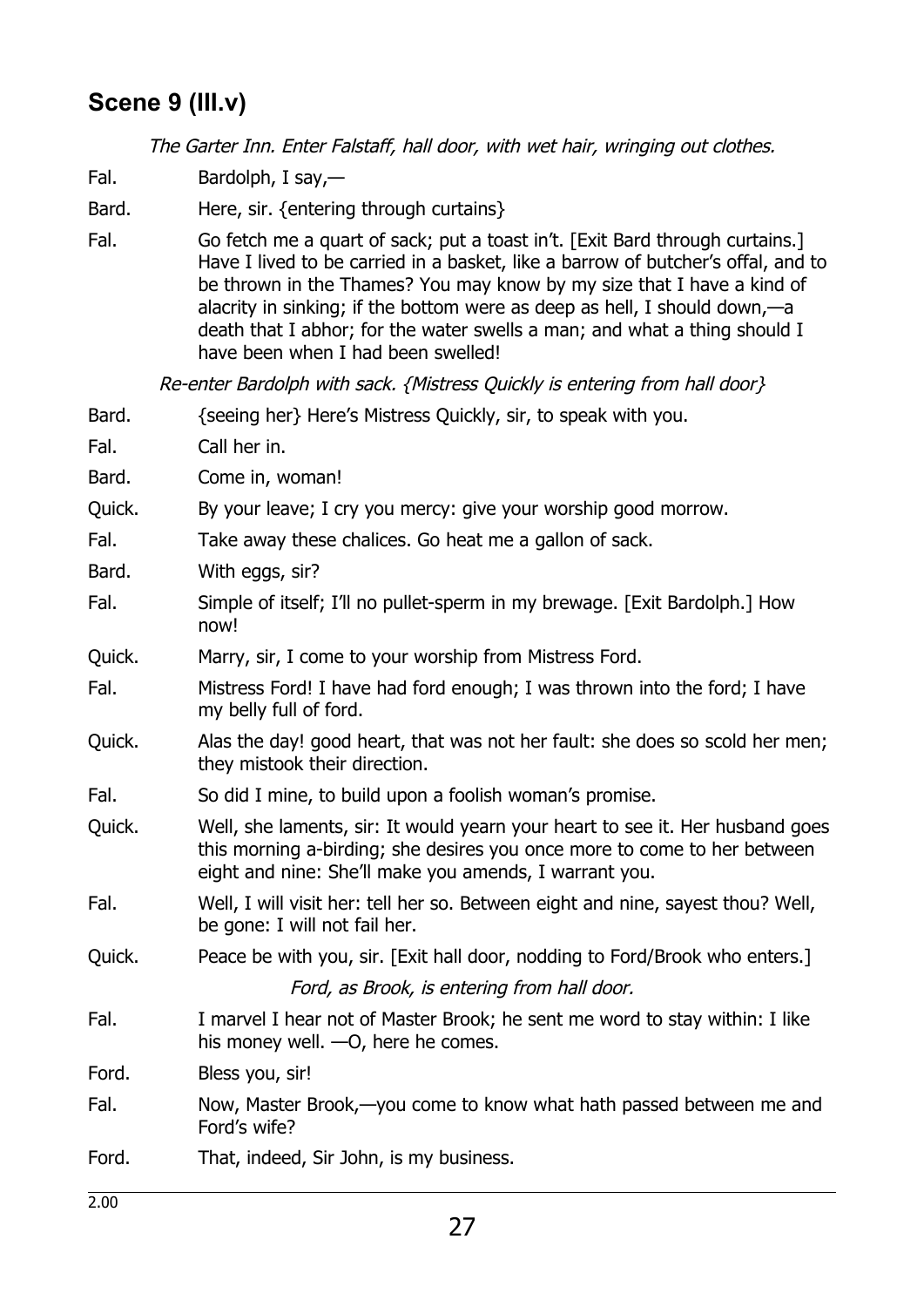## Scene 9 (III.v)

*The Garter Inn. Enter Falstaff, hall door, with wet hair, wringing out clothes.*

Fal. Bardolph, I say,—

Bard. Here, sir. {entering through curtains}

Fal. Go fetch me a quart of sack; put a toast in't. [Exit Bard through curtains.] Have I lived to be carried in a basket, like a barrow of butcher's offal, and to be thrown in the Thames? You may know by my size that I have a kind of alacrity in sinking; if the bottom were as deep as hell, I should down,—a death that I abhor; for the water swells a man; and what a thing should I have been when I had been swelled!

*Re-enter Bardolph with sack. {Mistress Quickly is entering from hall door}*

Bard. {seeing her} Here's Mistress Quickly, sir, to speak with you.

Fal. Call her in.

Bard. Come in, woman!

Quick. By your leave; I cry you mercy: give your worship good morrow.

Fal. Take away these chalices. Go heat me a gallon of sack.

Bard. With eggs, sir?

Fal. Simple of itself; I'll no pullet-sperm in my brewage. [Exit Bardolph.] How now!

Quick. Marry, sir, I come to your worship from Mistress Ford.

Fal. Mistress Ford! I have had ford enough; I was thrown into the ford; I have my belly full of ford.

Quick. Alas the day! good heart, that was not her fault: she does so scold her men; they mistook their direction.

Fal. So did I mine, to build upon a foolish woman's promise.

Quick. Well, she laments, sir: It would yearn your heart to see it. Her husband goes this morning a-birding; she desires you once more to come to her between eight and nine: She'll make you amends, I warrant you.

Fal. Well, I will visit her: tell her so. Between eight and nine, sayest thou? Well, be gone: I will not fail her.

Quick. Peace be with you, sir. [Exit hall door, nodding to Ford/Brook who enters.]

*Ford, as Brook, is entering from hall door.*

Fal. I marvel I hear not of Master Brook; he sent me word to stay within: I like his money well. —O, here he comes.

Ford. Bless you, sir!

Fal. Now, Master Brook,—you come to know what hath passed between me and Ford's wife?

Ford. That, indeed, Sir John, is my business.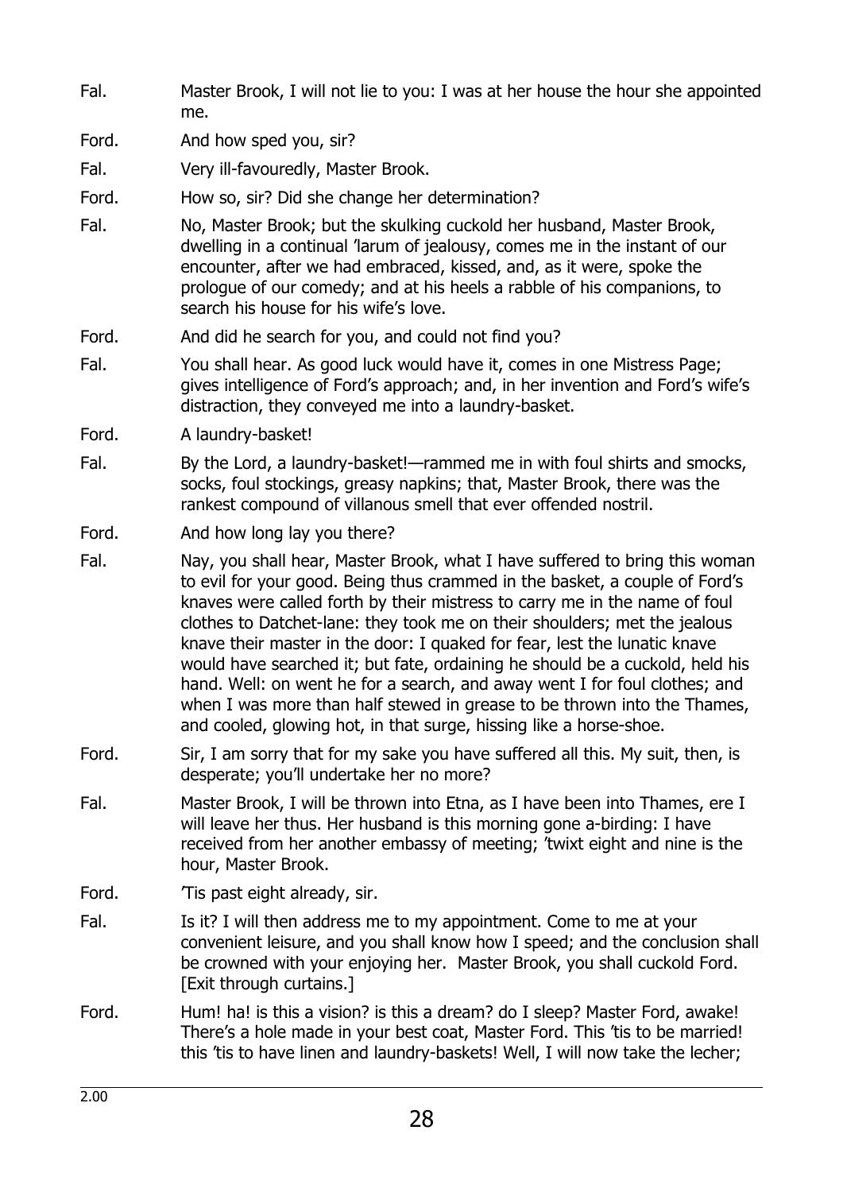Fal. Master Brook, I will not lie to you: I was at her house the hour she appointed me.

Ford. And how sped you, sir?

Fal. Very ill-favouredly, Master Brook.

Ford. How so, sir? Did she change her determination?

Fal. No, Master Brook; but the skulking cuckold her husband, Master Brook, dwelling in a continual 'larum of jealousy, comes me in the instant of our encounter, after we had embraced, kissed, and, as it were, spoke the prologue of our comedy; and at his heels a rabble of his companions, to search his house for his wife's love.

Ford. And did he search for you, and could not find you?

Fal. You shall hear. As good luck would have it, comes in one Mistress Page; gives intelligence of Ford's approach; and, in her invention and Ford's wife's distraction, they conveyed me into a laundry-basket.

Ford. A laundry-basket!

Fal. By the Lord, a laundry-basket!—rammed me in with foul shirts and smocks, socks, foul stockings, greasy napkins; that, Master Brook, there was the rankest compound of villanous smell that ever offended nostril.

Ford. And how long lay you there?

Fal. Nay, you shall hear, Master Brook, what I have suffered to bring this woman to evil for your good. Being thus crammed in the basket, a couple of Ford's knaves were called forth by their mistress to carry me in the name of foul clothes to Datchet-lane: they took me on their shoulders; met the jealous knave their master in the door: I quaked for fear, lest the lunatic knave would have searched it; but fate, ordaining he should be a cuckold, held his hand. Well: on went he for a search, and away went I for foul clothes; and when I was more than half stewed in grease to be thrown into the Thames, and cooled, glowing hot, in that surge, hissing like a horse-shoe.

Ford. Sir, I am sorry that for my sake you have suffered all this. My suit, then, is desperate; you'll undertake her no more?

Fal. Master Brook, I will be thrown into Etna, as I have been into Thames, ere I will leave her thus. Her husband is this morning gone a-birding: I have received from her another embassy of meeting; 'twixt eight and nine is the hour, Master Brook.

Ford. 'Tis past eight already, sir.

Fal. Is it? I will then address me to my appointment. Come to me at your convenient leisure, and you shall know how I speed; and the conclusion shall be crowned with your enjoying her. Master Brook, you shall cuckold Ford. [Exit through curtains.]

Ford. Hum! ha! is this a vision? is this a dream? do I sleep? Master Ford, awake! There's a hole made in your best coat, Master Ford. This 'tis to be married! this 'tis to have linen and laundry-baskets! Well, I will now take the lecher;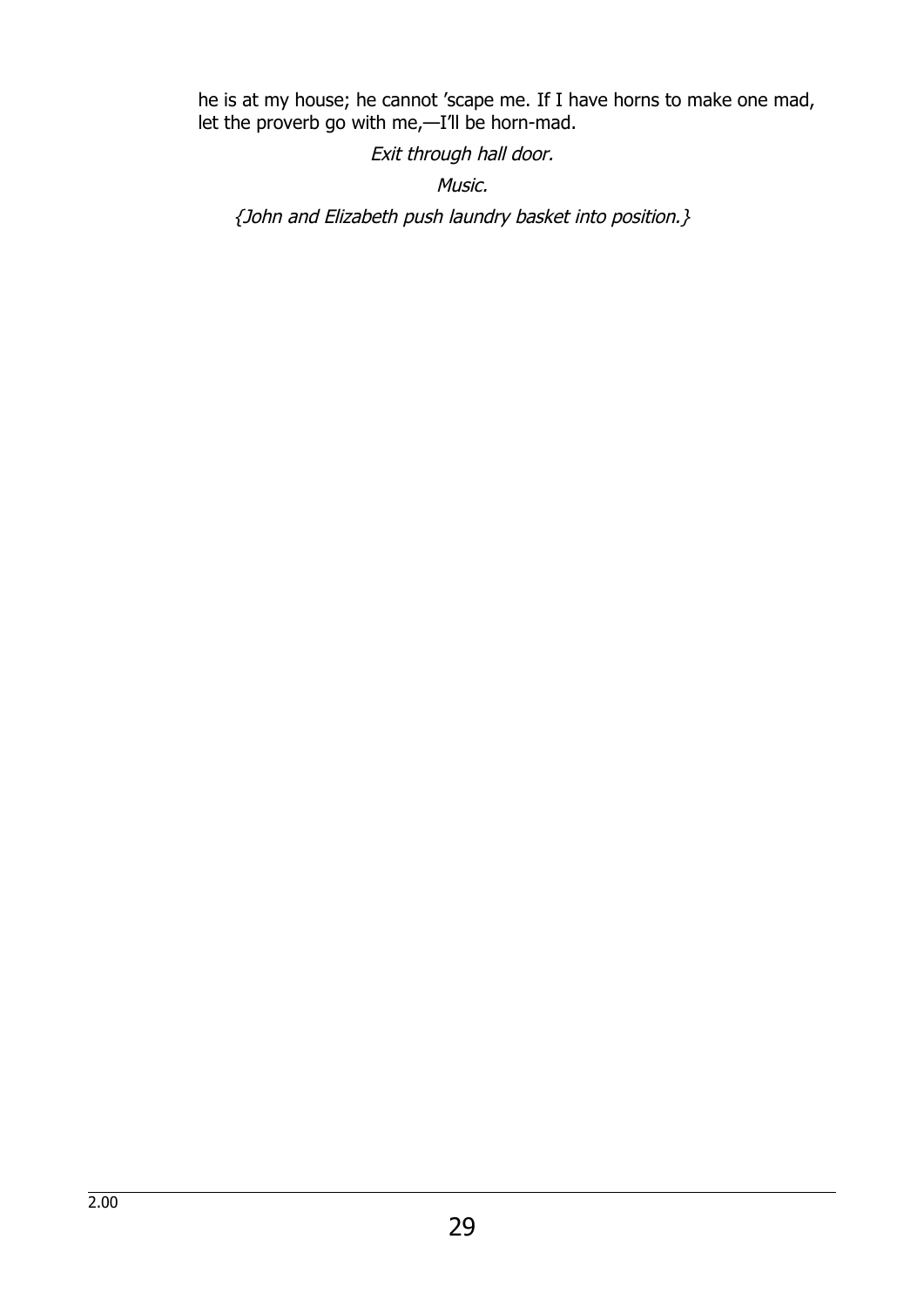he is at my house; he cannot ’scape me. If I have horns to make one mad, let the proverb go with me,—I’ll be horn-mad.

*Exit through hall door.*

*Music.*

*{John and Elizabeth push laundry basket into position.}*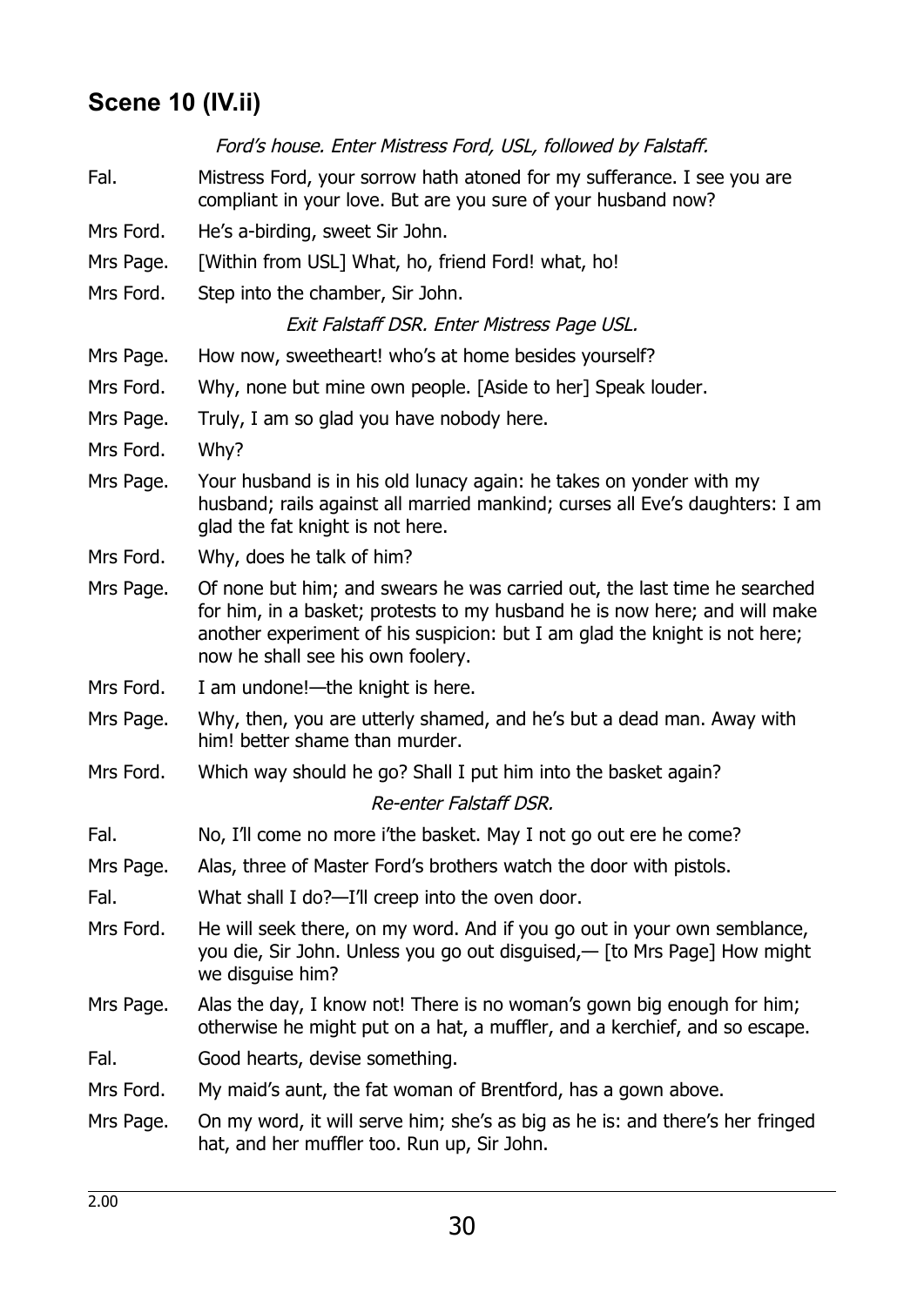## Scene 10 (IV.ii)

*Ford's house. Enter Mistress Ford, USL, followed by Falstaff.*

| | |
|---|---|
| Fal. | Mistress Ford, your sorrow hath atoned for my sufferance. I see you are compliant in your love. But are you sure of your husband now? |
| Mrs Ford. | He's a-birding, sweet Sir John. |
| Mrs Page. | [Within from USL] What, ho, friend Ford! what, ho! |
| Mrs Ford. | Step into the chamber, Sir John. |

*Exit Falstaff DSR. Enter Mistress Page USL.*

| | |
|---|---|
| Mrs Page. | How now, sweetheart! who's at home besides yourself? |
| Mrs Ford. | Why, none but mine own people. [Aside to her] Speak louder. |
| Mrs Page. | Truly, I am so glad you have nobody here. |
| Mrs Ford. | Why? |
| Mrs Page. | Your husband is in his old lunacy again: he takes on yonder with my husband; rails against all married mankind; curses all Eve's daughters: I am glad the fat knight is not here. |
| Mrs Ford. | Why, does he talk of him? |
| Mrs Page. | Of none but him; and swears he was carried out, the last time he searched for him, in a basket; protests to my husband he is now here; and will make another experiment of his suspicion: but I am glad the knight is not here; now he shall see his own foolery. |
| Mrs Ford. | I am undone!—the knight is here. |
| Mrs Page. | Why, then, you are utterly shamed, and he's but a dead man. Away with him! better shame than murder. |
| Mrs Ford. | Which way should he go? Shall I put him into the basket again? |

*Re-enter Falstaff DSR.*

| | |
|---|---|
| Fal. | No, I'll come no more i'the basket. May I not go out ere he come? |
| Mrs Page. | Alas, three of Master Ford's brothers watch the door with pistols. |
| Fal. | What shall I do?—I'll creep into the oven door. |
| Mrs Ford. | He will seek there, on my word. And if you go out in your own semblance, you die, Sir John. Unless you go out disguised,— [to Mrs Page] How might we disguise him? |
| Mrs Page. | Alas the day, I know not! There is no woman's gown big enough for him; otherwise he might put on a hat, a muffler, and a kerchief, and so escape. |
| Fal. | Good hearts, devise something. |
| Mrs Ford. | My maid's aunt, the fat woman of Brentford, has a gown above. |
| Mrs Page. | On my word, it will serve him; she's as big as he is: and there's her fringed hat, and her muffler too. Run up, Sir John. |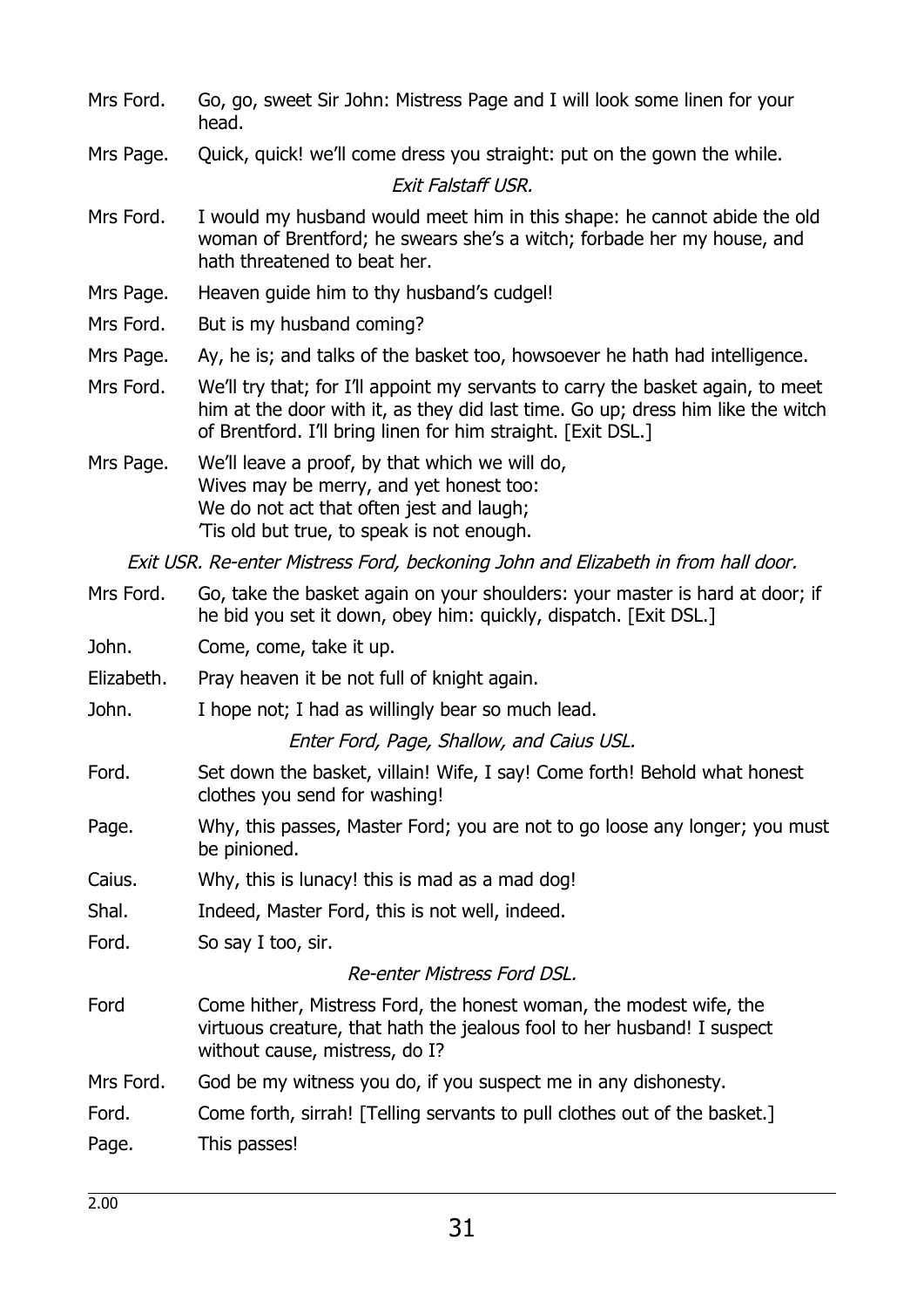Mrs Ford. Go, go, sweet Sir John: Mistress Page and I will look some linen for your head.

Mrs Page. Quick, quick! we'll come dress you straight: put on the gown the while.

*Exit Falstaff USR.*

Mrs Ford. I would my husband would meet him in this shape: he cannot abide the old woman of Brentford; he swears she's a witch; forbade her my house, and hath threatened to beat her.

Mrs Page. Heaven guide him to thy husband's cudgel!

Mrs Ford. But is my husband coming?

Mrs Page. Ay, he is; and talks of the basket too, howsoever he hath had intelligence.

Mrs Ford. We'll try that; for I'll appoint my servants to carry the basket again, to meet him at the door with it, as they did last time. Go up; dress him like the witch of Brentford. I'll bring linen for him straight. [Exit DSL.]

Mrs Page. We'll leave a proof, by that which we will do,
Wives may be merry, and yet honest too:
We do not act that often jest and laugh;
'Tis old but true, to speak is not enough.

*Exit USR. Re-enter Mistress Ford, beckoning John and Elizabeth in from hall door.*

Mrs Ford. Go, take the basket again on your shoulders: your master is hard at door; if he bid you set it down, obey him: quickly, dispatch. [Exit DSL.]

John. Come, come, take it up.

Elizabeth. Pray heaven it be not full of knight again.

John. I hope not; I had as willingly bear so much lead.

*Enter Ford, Page, Shallow, and Caius USL.*

Ford. Set down the basket, villain! Wife, I say! Come forth! Behold what honest clothes you send for washing!

Page. Why, this passes, Master Ford; you are not to go loose any longer; you must be pinioned.

Caius. Why, this is lunacy! this is mad as a mad dog!

Shal. Indeed, Master Ford, this is not well, indeed.

Ford. So say I too, sir.

*Re-enter Mistress Ford DSL.*

Ford Come hither, Mistress Ford, the honest woman, the modest wife, the virtuous creature, that hath the jealous fool to her husband! I suspect without cause, mistress, do I?

Mrs Ford. God be my witness you do, if you suspect me in any dishonesty.

Ford. Come forth, sirrah! [Telling servants to pull clothes out of the basket.]

Page. This passes!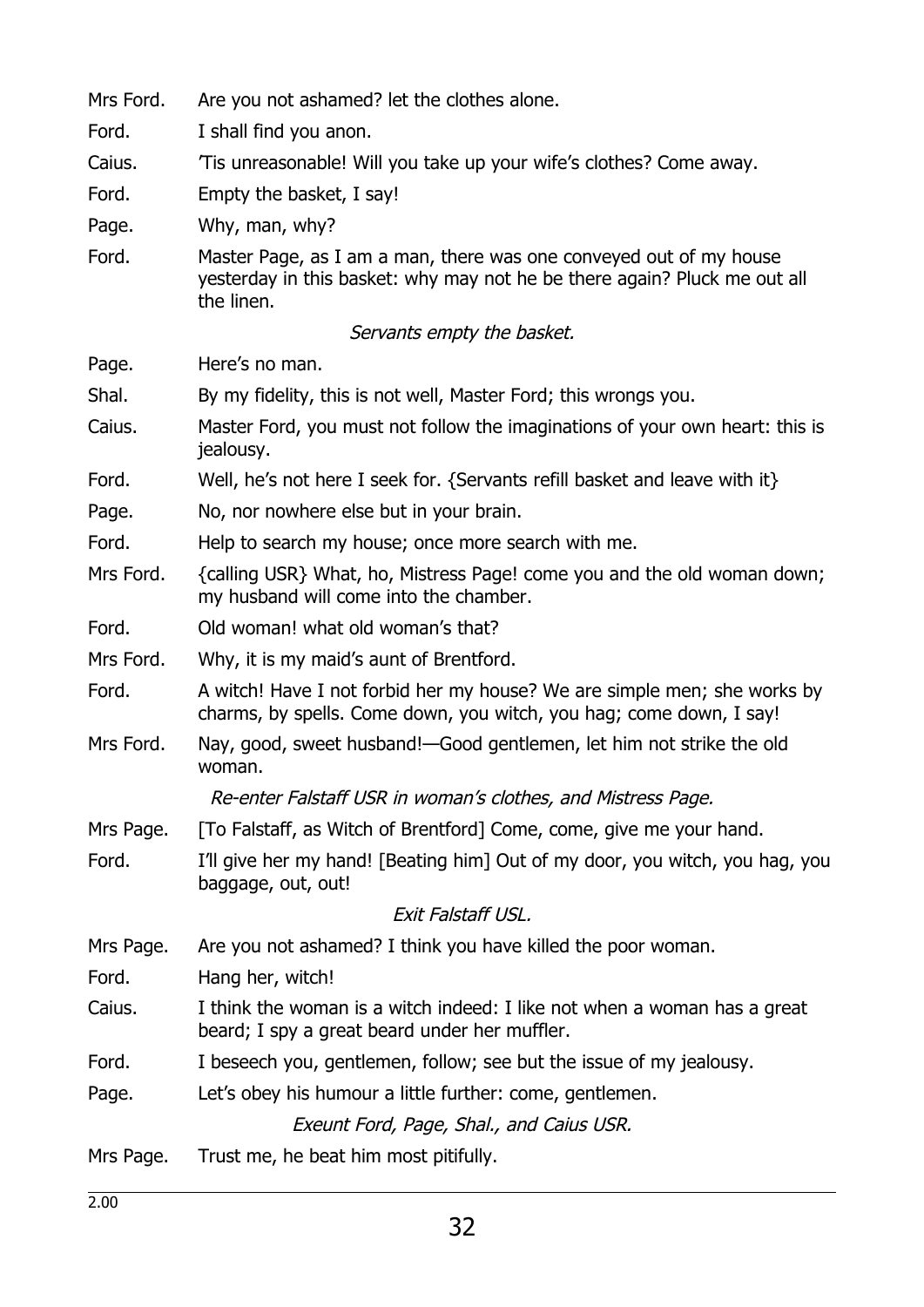Mrs Ford. Are you not ashamed? let the clothes alone.

Ford. I shall find you anon.

Caius. 'Tis unreasonable! Will you take up your wife's clothes? Come away.

Ford. Empty the basket, I say!

Page. Why, man, why?

Ford. Master Page, as I am a man, there was one conveyed out of my house yesterday in this basket: why may not he be there again? Pluck me out all the linen.

*Servants empty the basket.*

Page. Here's no man.

Shal. By my fidelity, this is not well, Master Ford; this wrongs you.

Caius. Master Ford, you must not follow the imaginations of your own heart: this is jealousy.

Ford. Well, he's not here I seek for. {Servants refill basket and leave with it}

Page. No, nor nowhere else but in your brain.

Ford. Help to search my house; once more search with me.

Mrs Ford. {calling USR} What, ho, Mistress Page! come you and the old woman down; my husband will come into the chamber.

Ford. Old woman! what old woman's that?

Mrs Ford. Why, it is my maid's aunt of Brentford.

Ford. A witch! Have I not forbid her my house? We are simple men; she works by charms, by spells. Come down, you witch, you hag; come down, I say!

Mrs Ford. Nay, good, sweet husband!—Good gentlemen, let him not strike the old woman.

*Re-enter Falstaff USR in woman's clothes, and Mistress Page.*

Mrs Page. [To Falstaff, as Witch of Brentford] Come, come, give me your hand.

Ford. I'll give her my hand! [Beating him] Out of my door, you witch, you hag, you baggage, out, out!

*Exit Falstaff USL.*

Mrs Page. Are you not ashamed? I think you have killed the poor woman.

Ford. Hang her, witch!

Caius. I think the woman is a witch indeed: I like not when a woman has a great beard; I spy a great beard under her muffler.

Ford. I beseech you, gentlemen, follow; see but the issue of my jealousy.

Page. Let's obey his humour a little further: come, gentlemen.

*Exeunt Ford, Page, Shal., and Caius USR.*

Mrs Page. Trust me, he beat him most pitifully.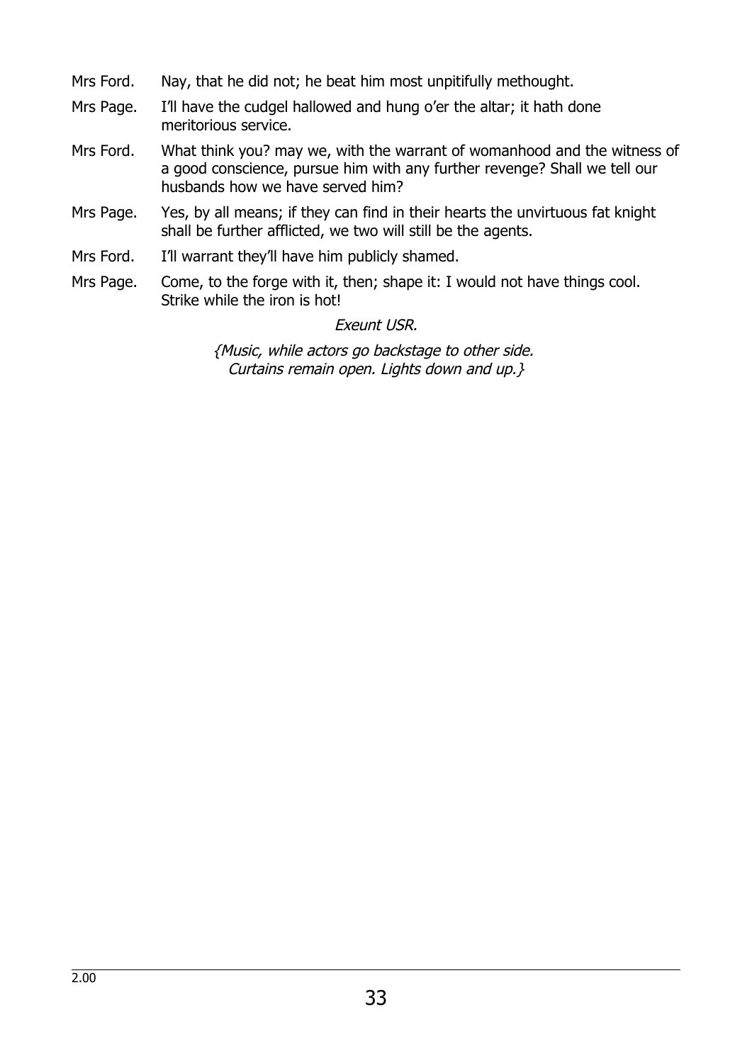Mrs Ford. Nay, that he did not; he beat him most unpitifully methought.

Mrs Page. I'll have the cudgel hallowed and hung o'er the altar; it hath done meritorious service.

Mrs Ford. What think you? may we, with the warrant of womanhood and the witness of a good conscience, pursue him with any further revenge? Shall we tell our husbands how we have served him?

Mrs Page. Yes, by all means; if they can find in their hearts the unvirtuous fat knight shall be further afflicted, we two will still be the agents.

Mrs Ford. I'll warrant they'll have him publicly shamed.

Mrs Page. Come, to the forge with it, then; shape it: I would not have things cool. Strike while the iron is hot!

*Exeunt USR.*

*{Music, while actors go backstage to other side. Curtains remain open. Lights down and up.}*

2.00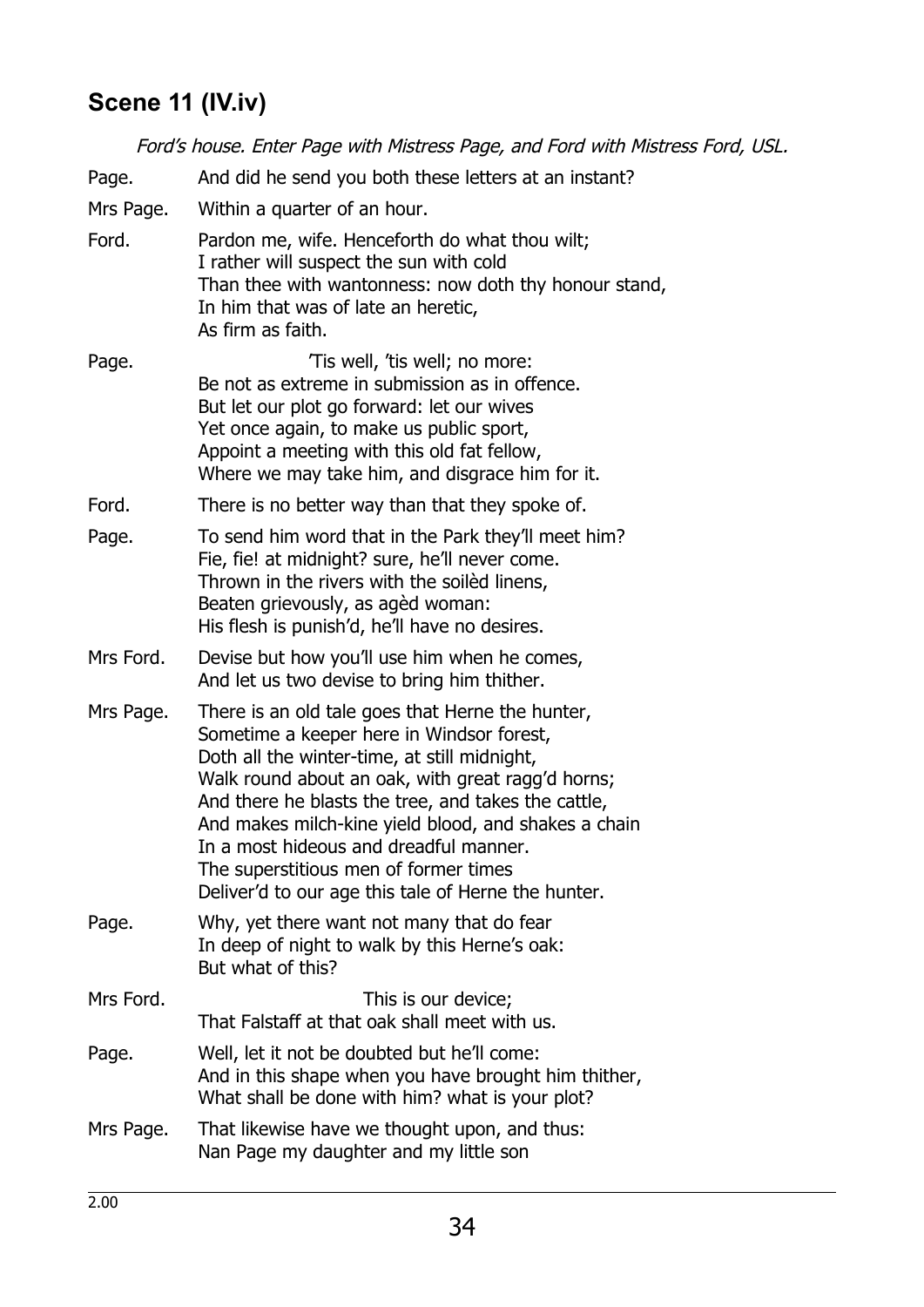## Scene 11 (IV.iv)

*Ford's house. Enter Page with Mistress Page, and Ford with Mistress Ford, USL.*

Page. And did he send you both these letters at an instant?

Mrs Page. Within a quarter of an hour.

Ford. Pardon me, wife. Henceforth do what thou wilt;
I rather will suspect the sun with cold
Than thee with wantonness: now doth thy honour stand,
In him that was of late an heretic,
As firm as faith.

Page. 'Tis well, 'tis well; no more:
Be not as extreme in submission as in offence.
But let our plot go forward: let our wives
Yet once again, to make us public sport,
Appoint a meeting with this old fat fellow,
Where we may take him, and disgrace him for it.

Ford. There is no better way than that they spoke of.

Page. To send him word that in the Park they'll meet him?
Fie, fie! at midnight? sure, he'll never come.
Thrown in the rivers with the soilèd linens,
Beaten grievously, as agèd woman:
His flesh is punish'd, he'll have no desires.

Mrs Ford. Devise but how you'll use him when he comes,
And let us two devise to bring him thither.

Mrs Page. There is an old tale goes that Herne the hunter,
Sometime a keeper here in Windsor forest,
Doth all the winter-time, at still midnight,
Walk round about an oak, with great ragg'd horns;
And there he blasts the tree, and takes the cattle,
And makes milch-kine yield blood, and shakes a chain
In a most hideous and dreadful manner.
The superstitious men of former times
Deliver'd to our age this tale of Herne the hunter.

Page. Why, yet there want not many that do fear
In deep of night to walk by this Herne's oak:
But what of this?

Mrs Ford. This is our device;
That Falstaff at that oak shall meet with us.

Page. Well, let it not be doubted but he'll come:
And in this shape when you have brought him thither,
What shall be done with him? what is your plot?

Mrs Page. That likewise have we thought upon, and thus:
Nan Page my daughter and my little son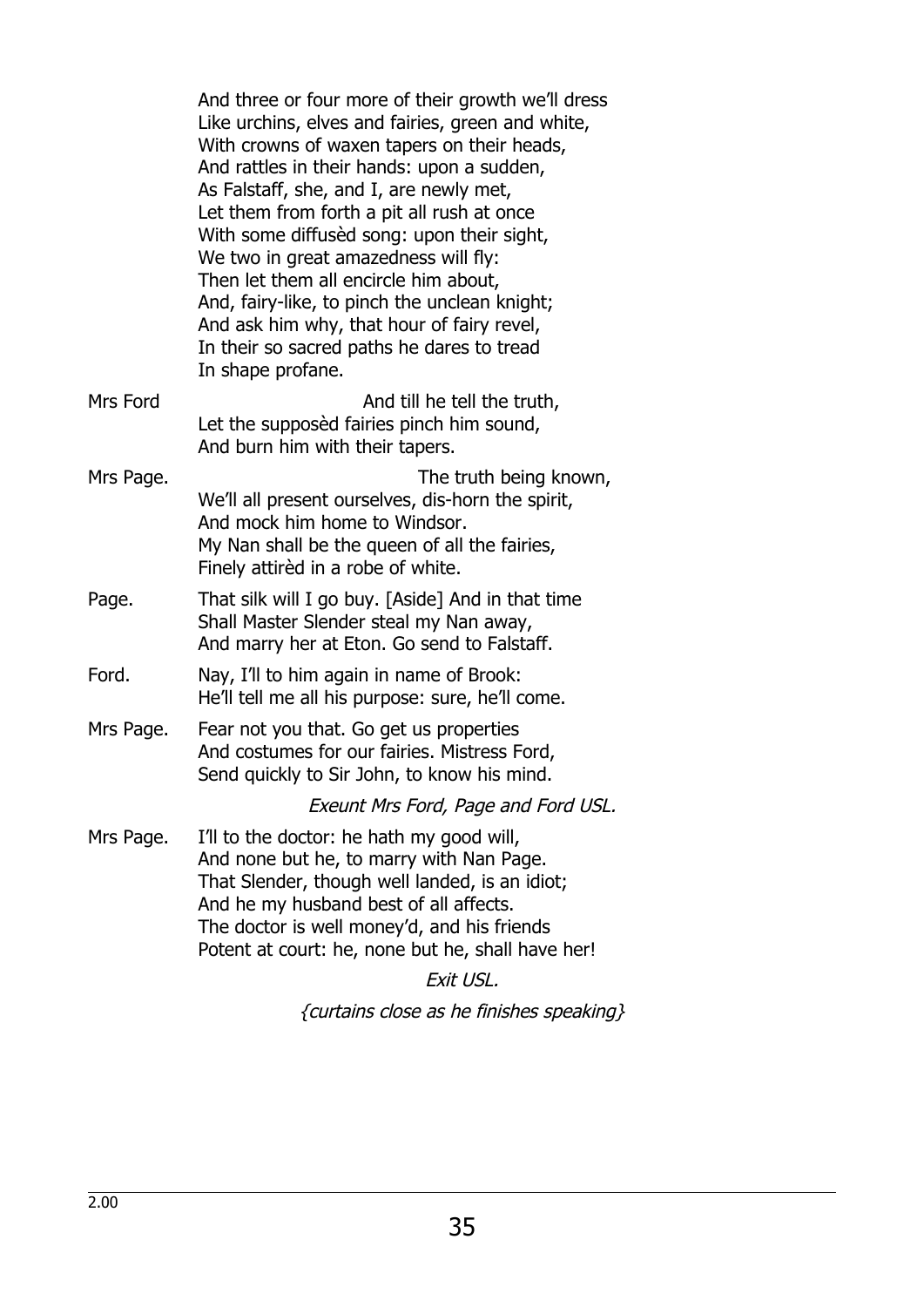And three or four more of their growth we'll dress  
Like urchins, elves and fairies, green and white,  
With crowns of waxen tapers on their heads,  
And rattles in their hands: upon a sudden,  
As Falstaff, she, and I, are newly met,  
Let them from forth a pit all rush at once  
With some diffusèd song: upon their sight,  
We two in great amazedness will fly:  
Then let them all encircle him about,  
And, fairy-like, to pinch the unclean knight;  
And ask him why, that hour of fairy revel,  
In their so sacred paths he dares to tread  
In shape profane.

Mrs Ford — And till he tell the truth,  
Let the supposèd fairies pinch him sound,  
And burn him with their tapers.

Mrs Page. — The truth being known,  
We'll all present ourselves, dis-horn the spirit,  
And mock him home to Windsor.  
My Nan shall be the queen of all the fairies,  
Finely attirèd in a robe of white.

Page. — That silk will I go buy. [Aside] And in that time  
Shall Master Slender steal my Nan away,  
And marry her at Eton. Go send to Falstaff.

Ford. — Nay, I'll to him again in name of Brook:  
He'll tell me all his purpose: sure, he'll come.

Mrs Page. — Fear not you that. Go get us properties  
And costumes for our fairies. Mistress Ford,  
Send quickly to Sir John, to know his mind.

*Exeunt Mrs Ford, Page and Ford USL.*

Mrs Page. — I'll to the doctor: he hath my good will,  
And none but he, to marry with Nan Page.  
That Slender, though well landed, is an idiot;  
And he my husband best of all affects.  
The doctor is well money'd, and his friends  
Potent at court: he, none but he, shall have her!

*Exit USL.*

*{curtains close as he finishes speaking}*

2.00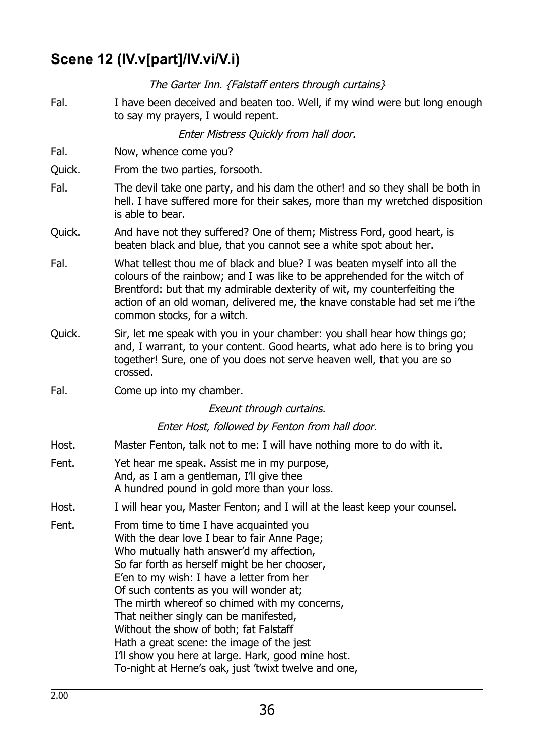## Scene 12 (IV.v[part]/IV.vi/V.i)

*The Garter Inn. {Falstaff enters through curtains}*

Fal. I have been deceived and beaten too. Well, if my wind were but long enough to say my prayers, I would repent.

*Enter Mistress Quickly from hall door.*

Fal. Now, whence come you?

Quick. From the two parties, forsooth.

Fal. The devil take one party, and his dam the other! and so they shall be both in hell. I have suffered more for their sakes, more than my wretched disposition is able to bear.

Quick. And have not they suffered? One of them; Mistress Ford, good heart, is beaten black and blue, that you cannot see a white spot about her.

Fal. What tellest thou me of black and blue? I was beaten myself into all the colours of the rainbow; and I was like to be apprehended for the witch of Brentford: but that my admirable dexterity of wit, my counterfeiting the action of an old woman, delivered me, the knave constable had set me i'the common stocks, for a witch.

Quick. Sir, let me speak with you in your chamber: you shall hear how things go; and, I warrant, to your content. Good hearts, what ado here is to bring you together! Sure, one of you does not serve heaven well, that you are so crossed.

Fal. Come up into my chamber.

*Exeunt through curtains.*

*Enter Host, followed by Fenton from hall door.*

Host. Master Fenton, talk not to me: I will have nothing more to do with it.

Fent. Yet hear me speak. Assist me in my purpose,
And, as I am a gentleman, I'll give thee
A hundred pound in gold more than your loss.

Host. I will hear you, Master Fenton; and I will at the least keep your counsel.

Fent. From time to time I have acquainted you
With the dear love I bear to fair Anne Page;
Who mutually hath answer'd my affection,
So far forth as herself might be her chooser,
E'en to my wish: I have a letter from her
Of such contents as you will wonder at;
The mirth whereof so chimed with my concerns,
That neither singly can be manifested,
Without the show of both; fat Falstaff
Hath a great scene: the image of the jest
I'll show you here at large. Hark, good mine host.
To-night at Herne's oak, just 'twixt twelve and one,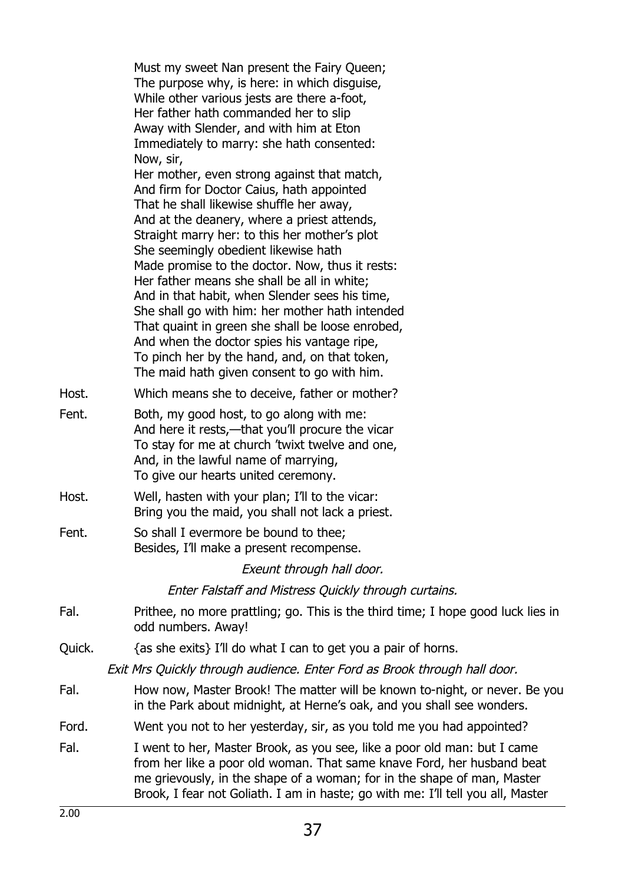Must my sweet Nan present the Fairy Queen;
The purpose why, is here: in which disguise,
While other various jests are there a-foot,
Her father hath commanded her to slip
Away with Slender, and with him at Eton
Immediately to marry: she hath consented:
Now, sir,
Her mother, even strong against that match,
And firm for Doctor Caius, hath appointed
That he shall likewise shuffle her away,
And at the deanery, where a priest attends,
Straight marry her: to this her mother's plot
She seemingly obedient likewise hath
Made promise to the doctor. Now, thus it rests:
Her father means she shall be all in white;
And in that habit, when Slender sees his time,
She shall go with him: her mother hath intended
That quaint in green she shall be loose enrobed,
And when the doctor spies his vantage ripe,
To pinch her by the hand, and, on that token,
The maid hath given consent to go with him.

Host. Which means she to deceive, father or mother?

Fent. Both, my good host, to go along with me:
And here it rests,—that you'll procure the vicar
To stay for me at church 'twixt twelve and one,
And, in the lawful name of marrying,
To give our hearts united ceremony.

Host. Well, hasten with your plan; I'll to the vicar:
Bring you the maid, you shall not lack a priest.

Fent. So shall I evermore be bound to thee;
Besides, I'll make a present recompense.

*Exeunt through hall door.*

*Enter Falstaff and Mistress Quickly through curtains.*

Fal. Prithee, no more prattling; go. This is the third time; I hope good luck lies in odd numbers. Away!

Quick. {as she exits} I'll do what I can to get you a pair of horns.

*Exit Mrs Quickly through audience. Enter Ford as Brook through hall door.*

Fal. How now, Master Brook! The matter will be known to-night, or never. Be you in the Park about midnight, at Herne's oak, and you shall see wonders.

Ford. Went you not to her yesterday, sir, as you told me you had appointed?

Fal. I went to her, Master Brook, as you see, like a poor old man: but I came from her like a poor old woman. That same knave Ford, her husband beat me grievously, in the shape of a woman; for in the shape of man, Master Brook, I fear not Goliath. I am in haste; go with me: I'll tell you all, Master

2.00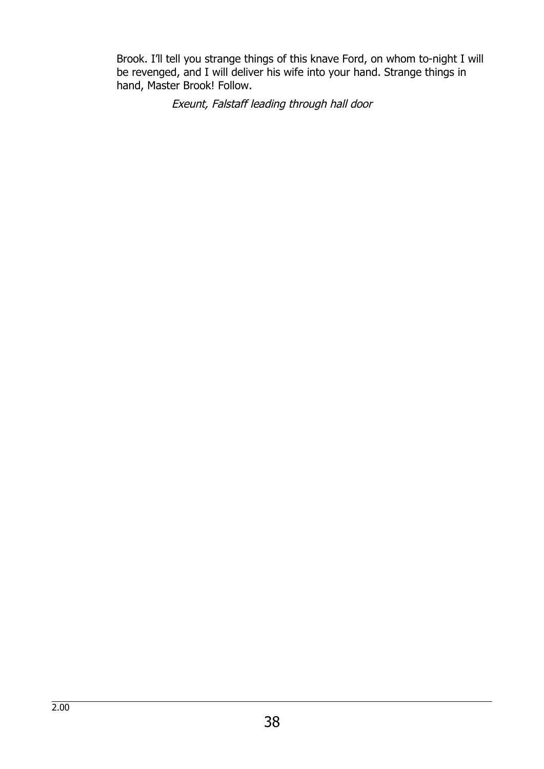Brook. I'll tell you strange things of this knave Ford, on whom to-night I will be revenged, and I will deliver his wife into your hand. Strange things in hand, Master Brook! Follow.

*Exeunt, Falstaff leading through hall door*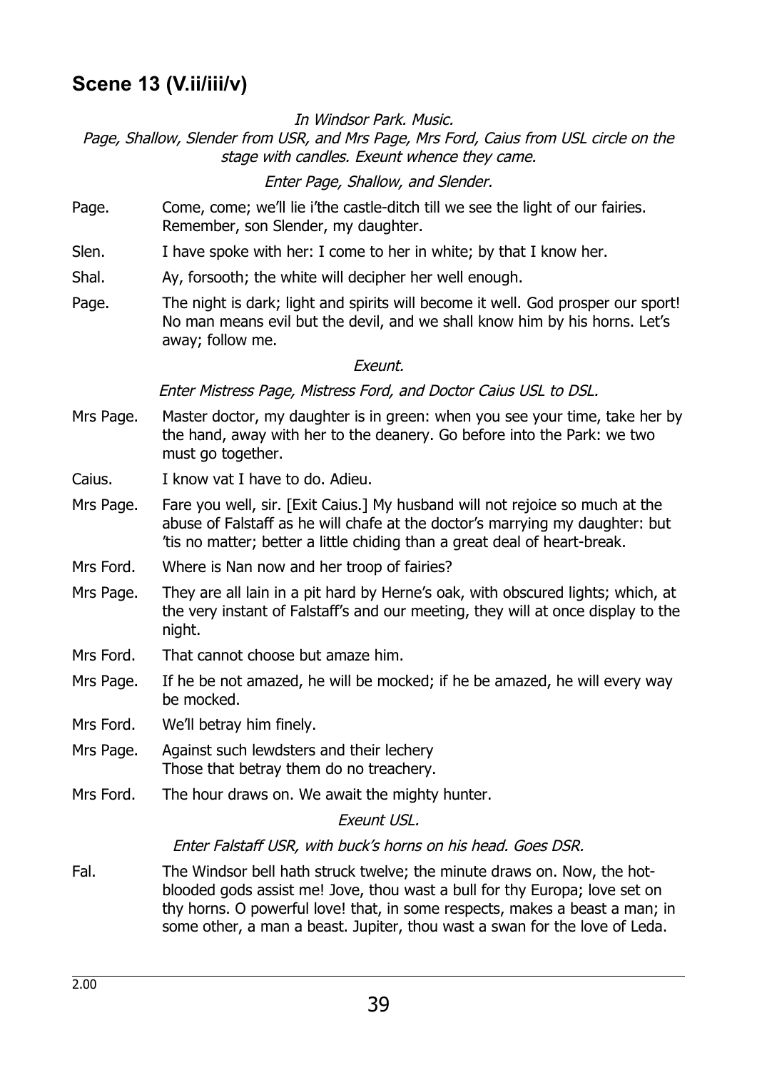## Scene 13 (V.ii/iii/v)

*In Windsor Park. Music.*
*Page, Shallow, Slender from USR, and Mrs Page, Mrs Ford, Caius from USL circle on the stage with candles. Exeunt whence they came.*

*Enter Page, Shallow, and Slender.*

Page. Come, come; we'll lie i'the castle-ditch till we see the light of our fairies. Remember, son Slender, my daughter.

Slen. I have spoke with her: I come to her in white; by that I know her.

Shal. Ay, forsooth; the white will decipher her well enough.

Page. The night is dark; light and spirits will become it well. God prosper our sport! No man means evil but the devil, and we shall know him by his horns. Let's away; follow me.

*Exeunt.*

*Enter Mistress Page, Mistress Ford, and Doctor Caius USL to DSL.*

Mrs Page. Master doctor, my daughter is in green: when you see your time, take her by the hand, away with her to the deanery. Go before into the Park: we two must go together.

Caius. I know vat I have to do. Adieu.

Mrs Page. Fare you well, sir. [Exit Caius.] My husband will not rejoice so much at the abuse of Falstaff as he will chafe at the doctor's marrying my daughter: but 'tis no matter; better a little chiding than a great deal of heart-break.

Mrs Ford. Where is Nan now and her troop of fairies?

Mrs Page. They are all lain in a pit hard by Herne's oak, with obscured lights; which, at the very instant of Falstaff's and our meeting, they will at once display to the night.

Mrs Ford. That cannot choose but amaze him.

Mrs Page. If he be not amazed, he will be mocked; if he be amazed, he will every way be mocked.

Mrs Ford. We'll betray him finely.

Mrs Page. Against such lewdsters and their lechery
Those that betray them do no treachery.

Mrs Ford. The hour draws on. We await the mighty hunter.

*Exeunt USL.*

*Enter Falstaff USR, with buck's horns on his head. Goes DSR.*

Fal. The Windsor bell hath struck twelve; the minute draws on. Now, the hot-blooded gods assist me! Jove, thou wast a bull for thy Europa; love set on thy horns. O powerful love! that, in some respects, makes a beast a man; in some other, a man a beast. Jupiter, thou wast a swan for the love of Leda.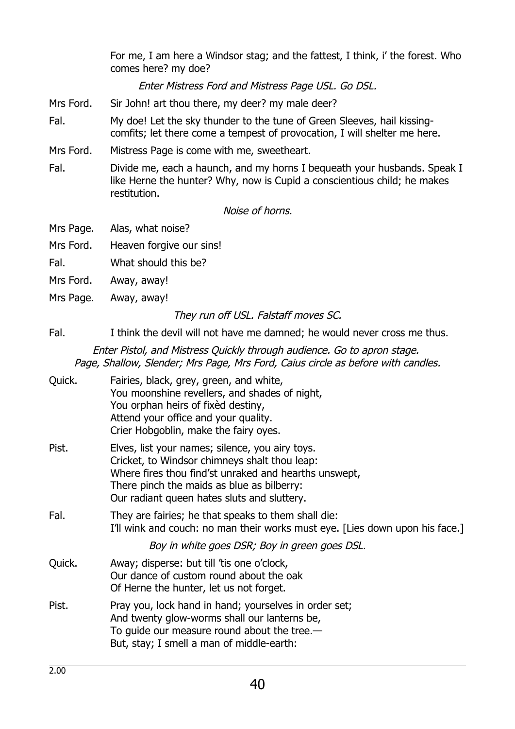For me, I am here a Windsor stag; and the fattest, I think, i' the forest. Who comes here? my doe?

*Enter Mistress Ford and Mistress Page USL. Go DSL.*

Mrs Ford. Sir John! art thou there, my deer? my male deer?

Fal. My doe! Let the sky thunder to the tune of Green Sleeves, hail kissing-comfits; let there come a tempest of provocation, I will shelter me here.

Mrs Ford. Mistress Page is come with me, sweetheart.

Fal. Divide me, each a haunch, and my horns I bequeath your husbands. Speak I like Herne the hunter? Why, now is Cupid a conscientious child; he makes restitution.

*Noise of horns.*

Mrs Page. Alas, what noise?

Mrs Ford. Heaven forgive our sins!

Fal. What should this be?

Mrs Ford. Away, away!

Mrs Page. Away, away!

*They run off USL. Falstaff moves SC.*

Fal. I think the devil will not have me damned; he would never cross me thus.

*Enter Pistol, and Mistress Quickly through audience. Go to apron stage.*
*Page, Shallow, Slender; Mrs Page, Mrs Ford, Caius circle as before with candles.*

Quick. Fairies, black, grey, green, and white,
You moonshine revellers, and shades of night,
You orphan heirs of fixèd destiny,
Attend your office and your quality.
Crier Hobgoblin, make the fairy oyes.

Pist. Elves, list your names; silence, you airy toys.
Cricket, to Windsor chimneys shalt thou leap:
Where fires thou find'st unraked and hearths unswept,
There pinch the maids as blue as bilberry:
Our radiant queen hates sluts and sluttery.

Fal. They are fairies; he that speaks to them shall die:
I'll wink and couch: no man their works must eye. [Lies down upon his face.]

*Boy in white goes DSR; Boy in green goes DSL.*

Quick. Away; disperse: but till 'tis one o'clock,
Our dance of custom round about the oak
Of Herne the hunter, let us not forget.

Pist. Pray you, lock hand in hand; yourselves in order set;
And twenty glow-worms shall our lanterns be,
To guide our measure round about the tree.—
But, stay; I smell a man of middle-earth:

2.00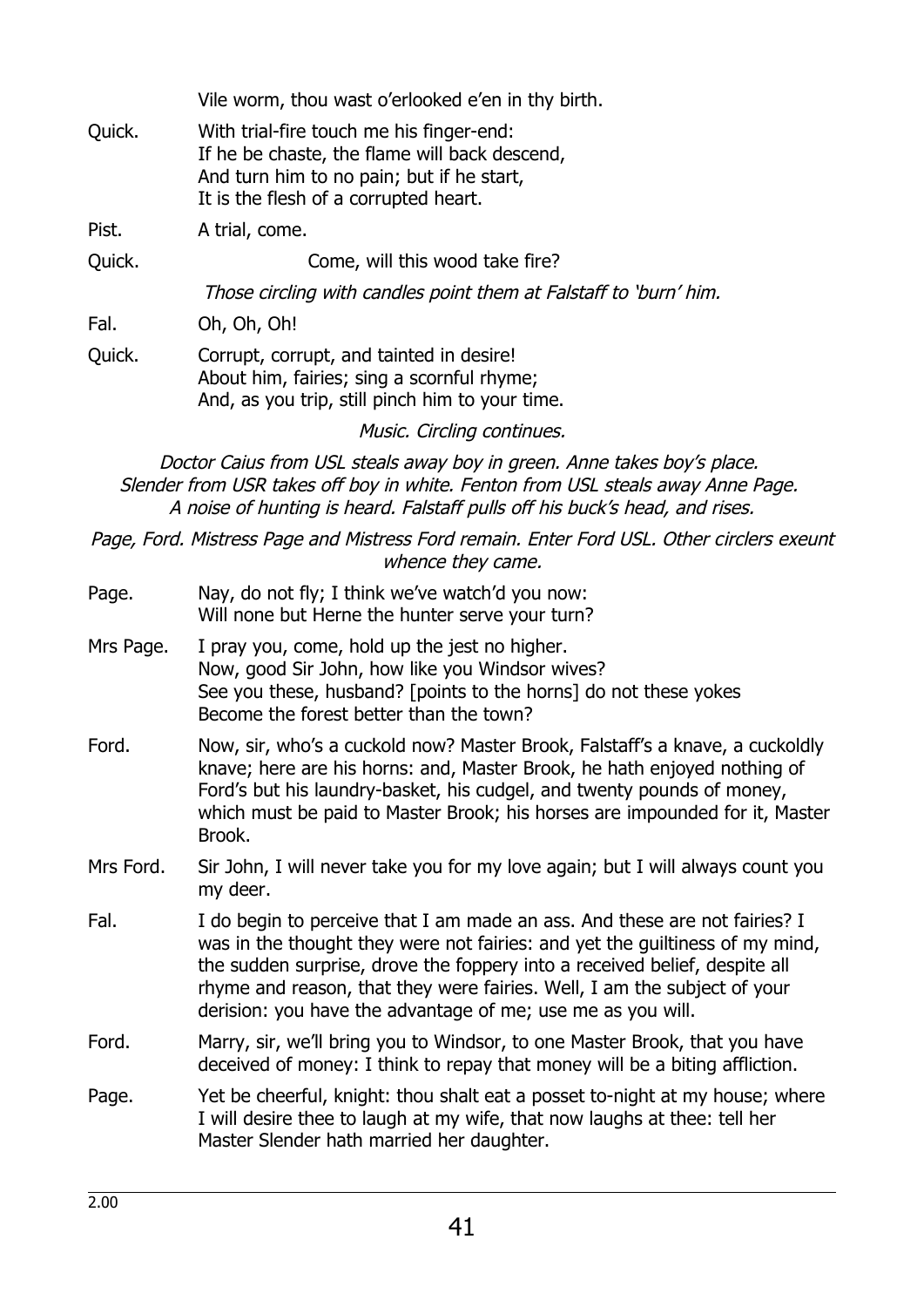Vile worm, thou wast o'erlooked e'en in thy birth.

Quick. With trial-fire touch me his finger-end:
If he be chaste, the flame will back descend,
And turn him to no pain; but if he start,
It is the flesh of a corrupted heart.

Pist. A trial, come.

Quick. Come, will this wood take fire?

*Those circling with candles point them at Falstaff to 'burn' him.*

Fal. Oh, Oh, Oh!

Quick. Corrupt, corrupt, and tainted in desire!
About him, fairies; sing a scornful rhyme;
And, as you trip, still pinch him to your time.

*Music. Circling continues.*

*Doctor Caius from USL steals away boy in green. Anne takes boy's place.*
*Slender from USR takes off boy in white. Fenton from USL steals away Anne Page.*
*A noise of hunting is heard. Falstaff pulls off his buck's head, and rises.*

*Page, Ford. Mistress Page and Mistress Ford remain. Enter Ford USL. Other circlers exeunt whence they came.*

Page. Nay, do not fly; I think we've watch'd you now:
Will none but Herne the hunter serve your turn?

Mrs Page. I pray you, come, hold up the jest no higher.
Now, good Sir John, how like you Windsor wives?
See you these, husband? [points to the horns] do not these yokes
Become the forest better than the town?

Ford. Now, sir, who's a cuckold now? Master Brook, Falstaff's a knave, a cuckoldly knave; here are his horns: and, Master Brook, he hath enjoyed nothing of Ford's but his laundry-basket, his cudgel, and twenty pounds of money, which must be paid to Master Brook; his horses are impounded for it, Master Brook.

Mrs Ford. Sir John, I will never take you for my love again; but I will always count you my deer.

Fal. I do begin to perceive that I am made an ass. And these are not fairies? I was in the thought they were not fairies: and yet the guiltiness of my mind, the sudden surprise, drove the foppery into a received belief, despite all rhyme and reason, that they were fairies. Well, I am the subject of your derision: you have the advantage of me; use me as you will.

Ford. Marry, sir, we'll bring you to Windsor, to one Master Brook, that you have deceived of money: I think to repay that money will be a biting affliction.

Page. Yet be cheerful, knight: thou shalt eat a posset to-night at my house; where I will desire thee to laugh at my wife, that now laughs at thee: tell her Master Slender hath married her daughter.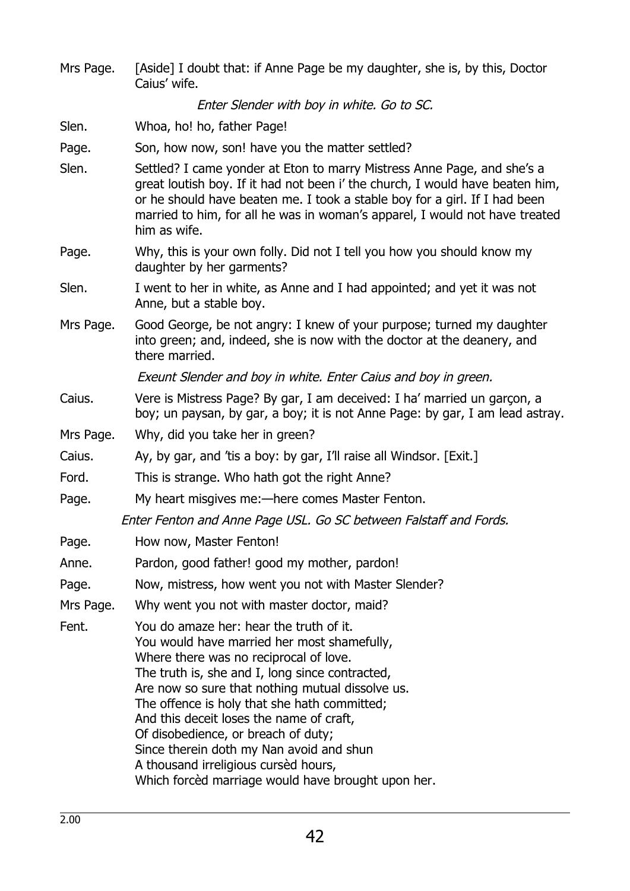Mrs Page. [Aside] I doubt that: if Anne Page be my daughter, she is, by this, Doctor Caius' wife.

*Enter Slender with boy in white. Go to SC.*

Slen. Whoa, ho! ho, father Page!

Page. Son, how now, son! have you the matter settled?

Slen. Settled? I came yonder at Eton to marry Mistress Anne Page, and she's a great loutish boy. If it had not been i' the church, I would have beaten him, or he should have beaten me. I took a stable boy for a girl. If I had been married to him, for all he was in woman's apparel, I would not have treated him as wife.

Page. Why, this is your own folly. Did not I tell you how you should know my daughter by her garments?

Slen. I went to her in white, as Anne and I had appointed; and yet it was not Anne, but a stable boy.

Mrs Page. Good George, be not angry: I knew of your purpose; turned my daughter into green; and, indeed, she is now with the doctor at the deanery, and there married.

*Exeunt Slender and boy in white. Enter Caius and boy in green.*

Caius. Vere is Mistress Page? By gar, I am deceived: I ha' married un garçon, a boy; un paysan, by gar, a boy; it is not Anne Page: by gar, I am lead astray.

Mrs Page. Why, did you take her in green?

Caius. Ay, by gar, and 'tis a boy: by gar, I'll raise all Windsor. [Exit.]

Ford. This is strange. Who hath got the right Anne?

Page. My heart misgives me:—here comes Master Fenton.

*Enter Fenton and Anne Page USL. Go SC between Falstaff and Fords.*

Page. How now, Master Fenton!

Anne. Pardon, good father! good my mother, pardon!

Page. Now, mistress, how went you not with Master Slender?

Mrs Page. Why went you not with master doctor, maid?

Fent. You do amaze her: hear the truth of it.
You would have married her most shamefully,
Where there was no reciprocal of love.
The truth is, she and I, long since contracted,
Are now so sure that nothing mutual dissolve us.
The offence is holy that she hath committed;
And this deceit loses the name of craft,
Of disobedience, or breach of duty;
Since therein doth my Nan avoid and shun
A thousand irreligious cursèd hours,
Which forcèd marriage would have brought upon her.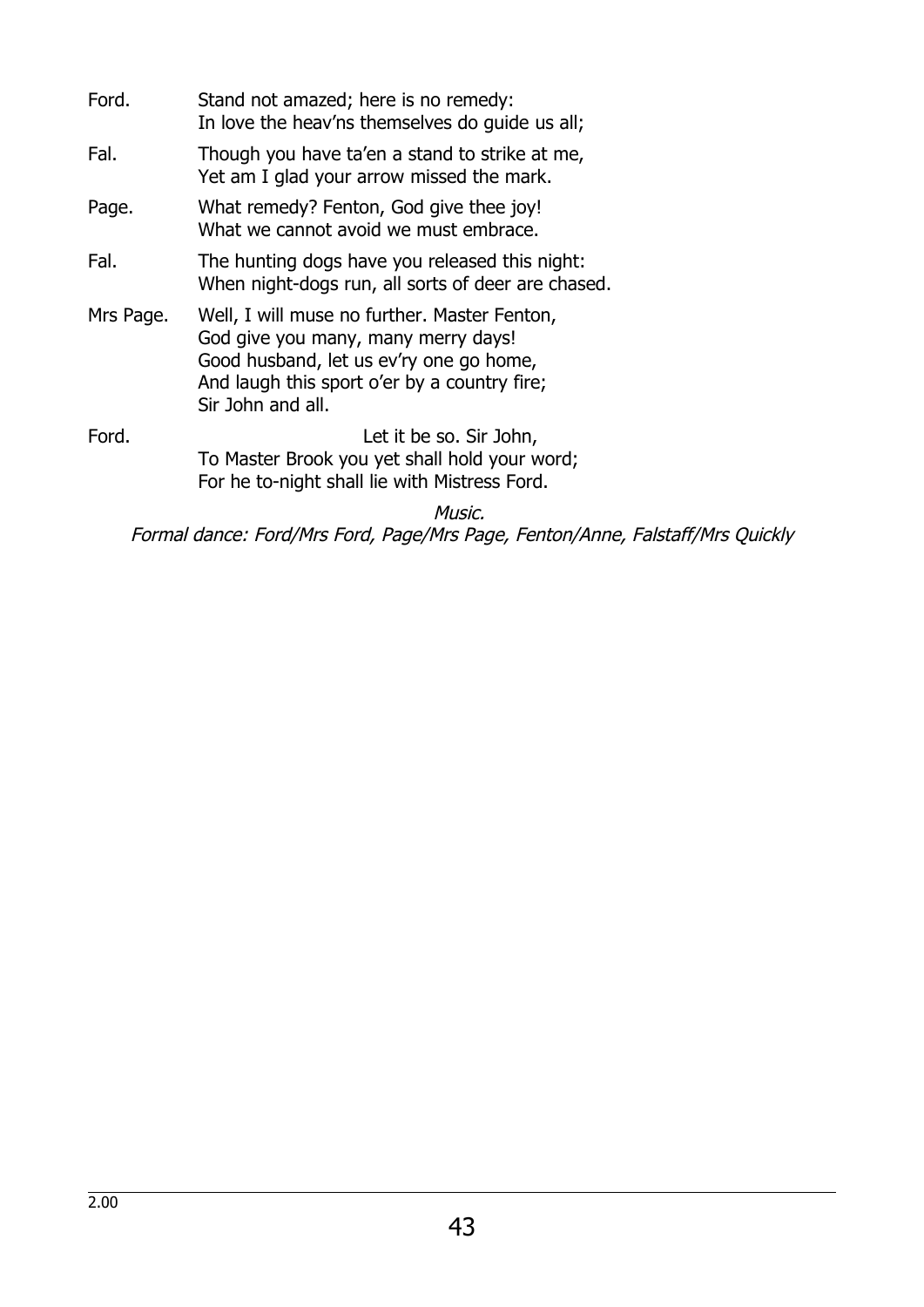Ford. Stand not amazed; here is no remedy:
In love the heav'ns themselves do guide us all;

Fal. Though you have ta'en a stand to strike at me,
Yet am I glad your arrow missed the mark.

Page. What remedy? Fenton, God give thee joy!
What we cannot avoid we must embrace.

Fal. The hunting dogs have you released this night:
When night-dogs run, all sorts of deer are chased.

Mrs Page. Well, I will muse no further. Master Fenton,
God give you many, many merry days!
Good husband, let us ev'ry one go home,
And laugh this sport o'er by a country fire;
Sir John and all.

Ford. Let it be so. Sir John,
To Master Brook you yet shall hold your word;
For he to-night shall lie with Mistress Ford.

*Music.*

*Formal dance: Ford/Mrs Ford, Page/Mrs Page, Fenton/Anne, Falstaff/Mrs Quickly*

2.00